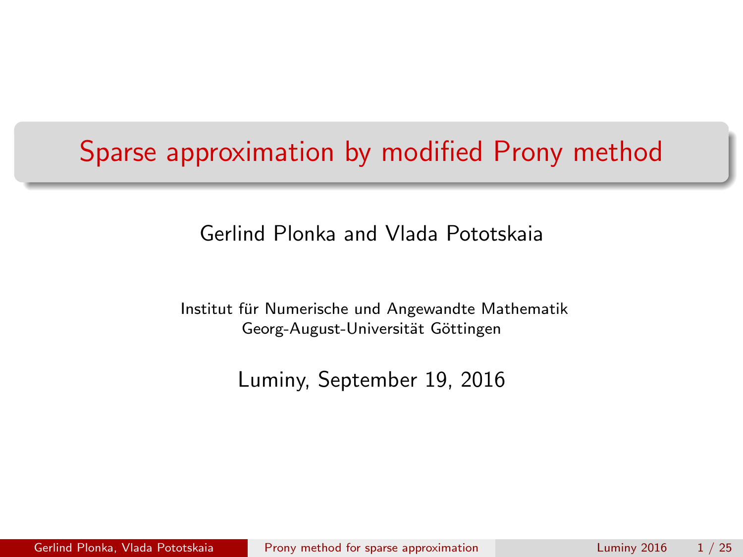# Sparse approximation by modified Prony method

Gerlind Plonka and Vlada Pototskaia

Institut für Numerische und Angewandte Mathematik
Georg-August-Universität Göttingen

Luminy, September 19, 2016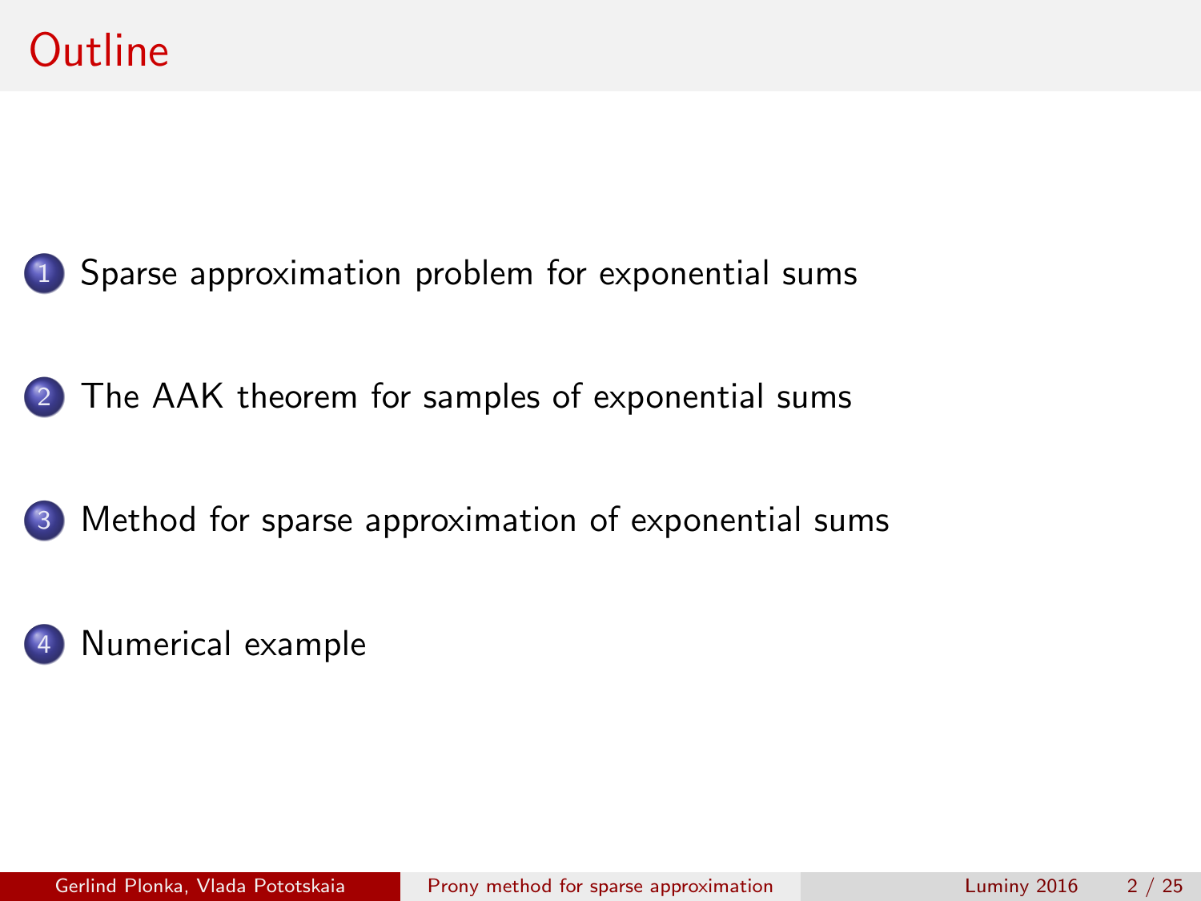# Outline

1. Sparse approximation problem for exponential sums
2. The AAK theorem for samples of exponential sums
3. Method for sparse approximation of exponential sums
4. Numerical example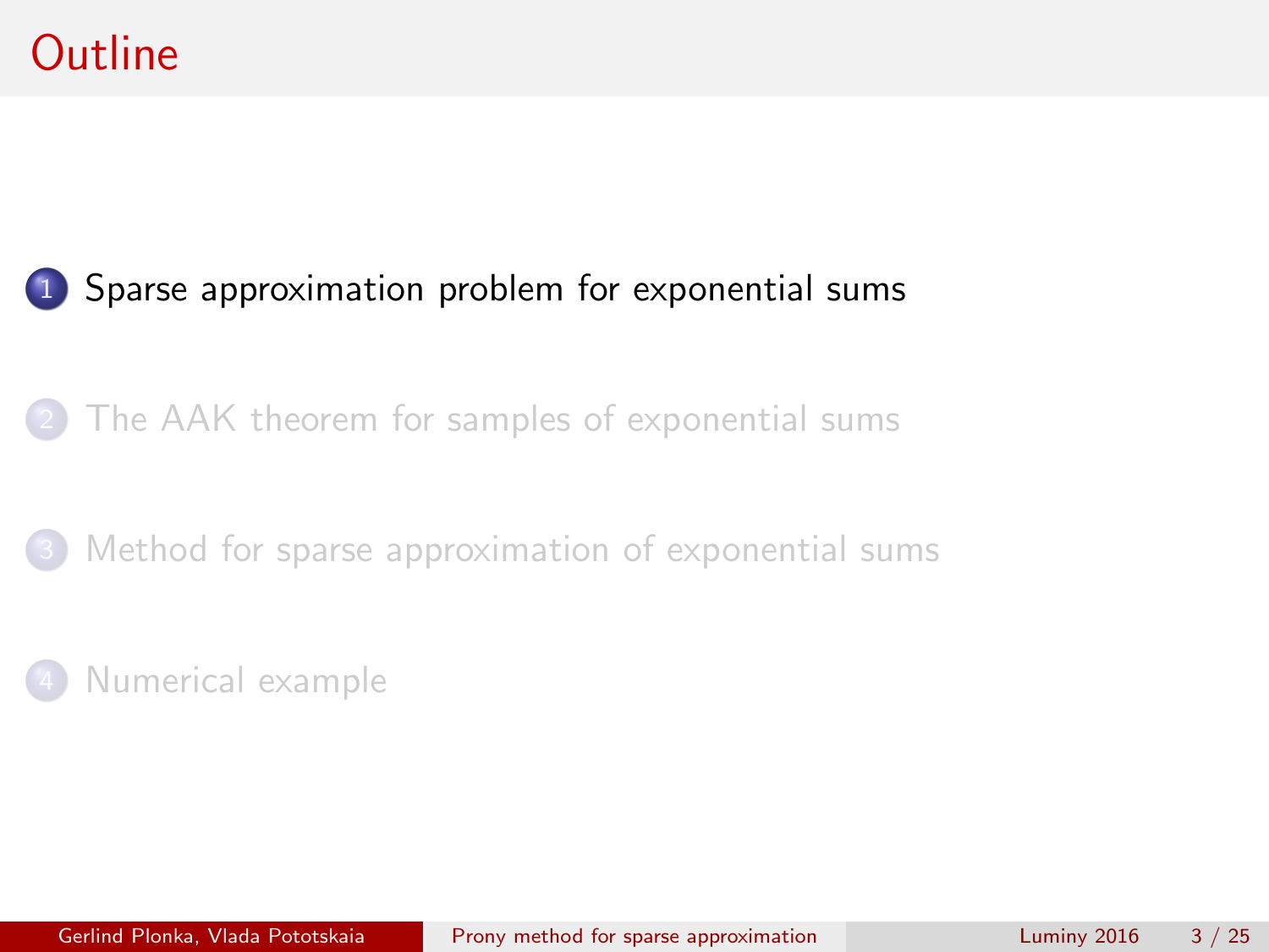# Outline

1. Sparse approximation problem for exponential sums
2. The AAK theorem for samples of exponential sums
3. Method for sparse approximation of exponential sums
4. Numerical example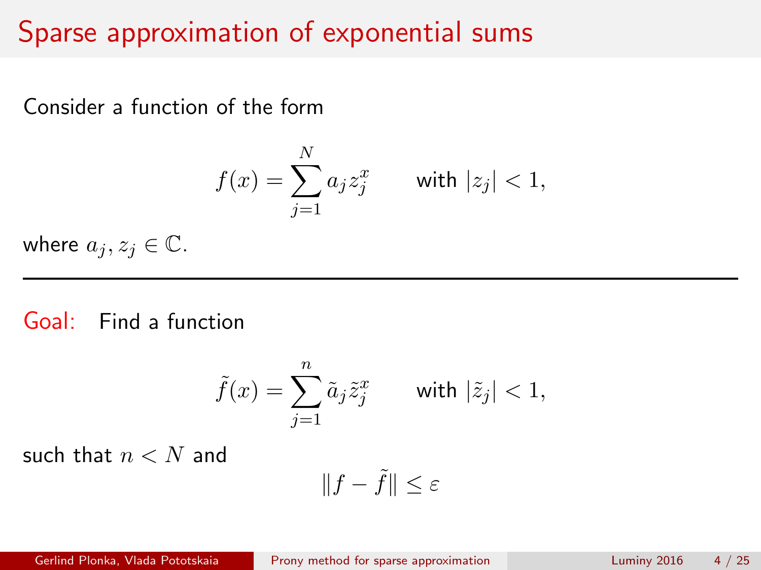# Sparse approximation of exponential sums

Consider a function of the form

$$f(x) = \sum_{j=1}^{N} a_j z_j^x \qquad \text{with } |z_j| < 1,$$

where $a_j, z_j \in \mathbb{C}$.

---

Goal: Find a function

$$\tilde{f}(x) = \sum_{j=1}^{n} \tilde{a}_j \tilde{z}_j^x \qquad \text{with } |\tilde{z}_j| < 1,$$

such that $n < N$ and

$$\|f - \tilde{f}\| \leq \varepsilon$$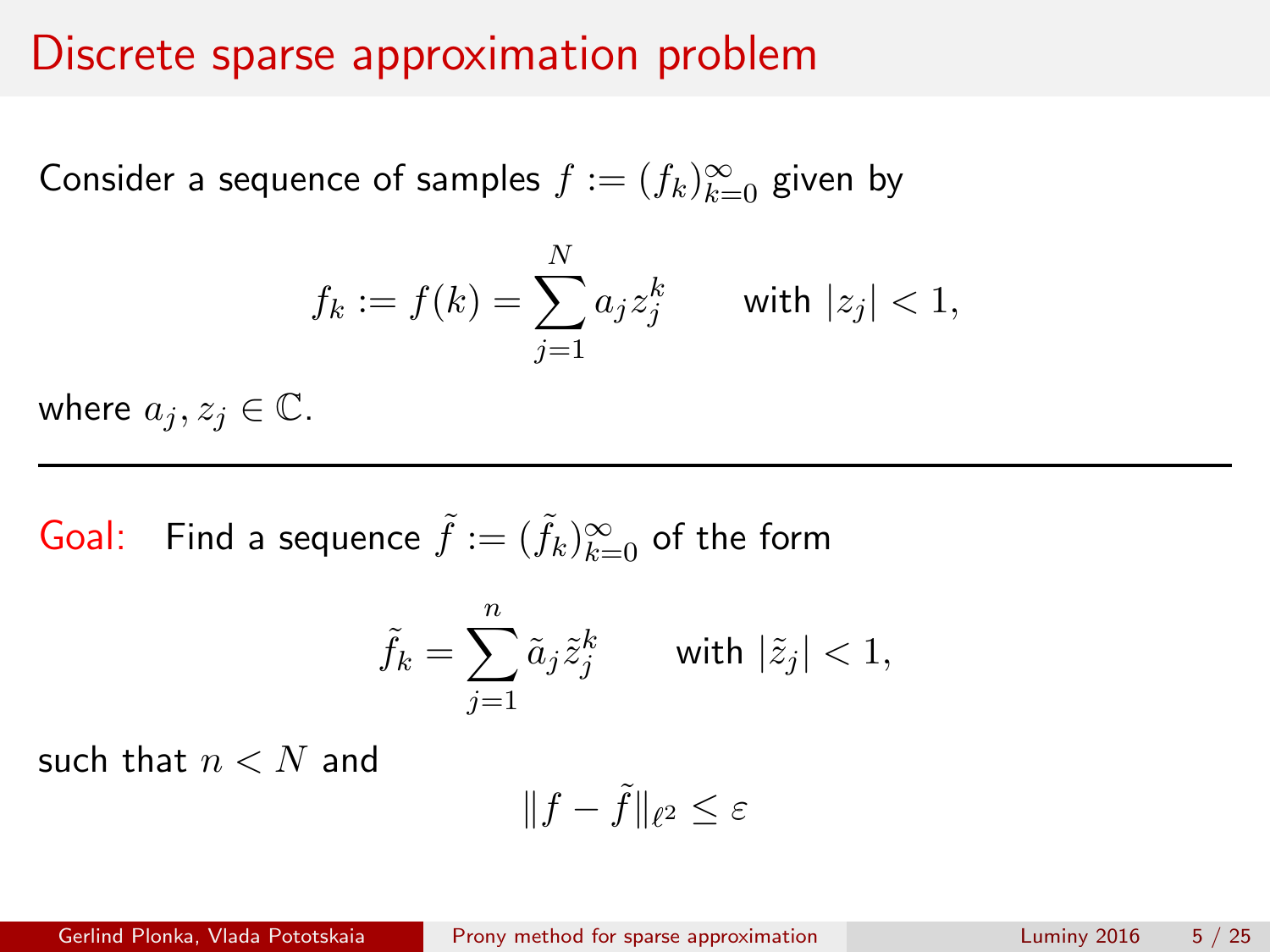# Discrete sparse approximation problem

Consider a sequence of samples $f := (f_k)_{k=0}^{\infty}$ given by

$$f_k := f(k) = \sum_{j=1}^{N} a_j z_j^k \qquad \text{with } |z_j| < 1,$$

where $a_j, z_j \in \mathbb{C}$.

---

Goal: Find a sequence $\tilde{f} := (\tilde{f}_k)_{k=0}^{\infty}$ of the form

$$\tilde{f}_k = \sum_{j=1}^{n} \tilde{a}_j \tilde{z}_j^k \qquad \text{with } |\tilde{z}_j| < 1,$$

such that $n < N$ and

$$\|f - \tilde{f}\|_{\ell^2} \leq \varepsilon$$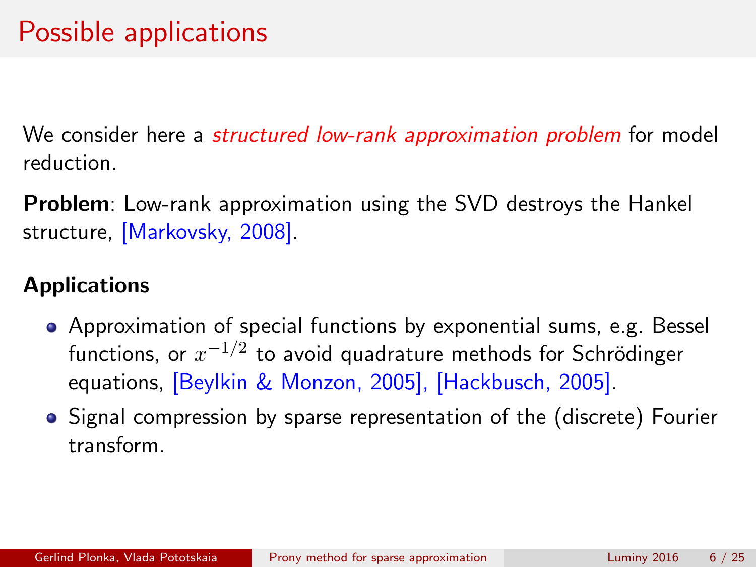# Possible applications

We consider here a *structured low-rank approximation problem* for model reduction.

**Problem**: Low-rank approximation using the SVD destroys the Hankel structure, [Markovsky, 2008].

**Applications**

- Approximation of special functions by exponential sums, e.g. Bessel functions, or $x^{-1/2}$ to avoid quadrature methods for Schrödinger equations, [Beylkin & Monzon, 2005], [Hackbusch, 2005].
- Signal compression by sparse representation of the (discrete) Fourier transform.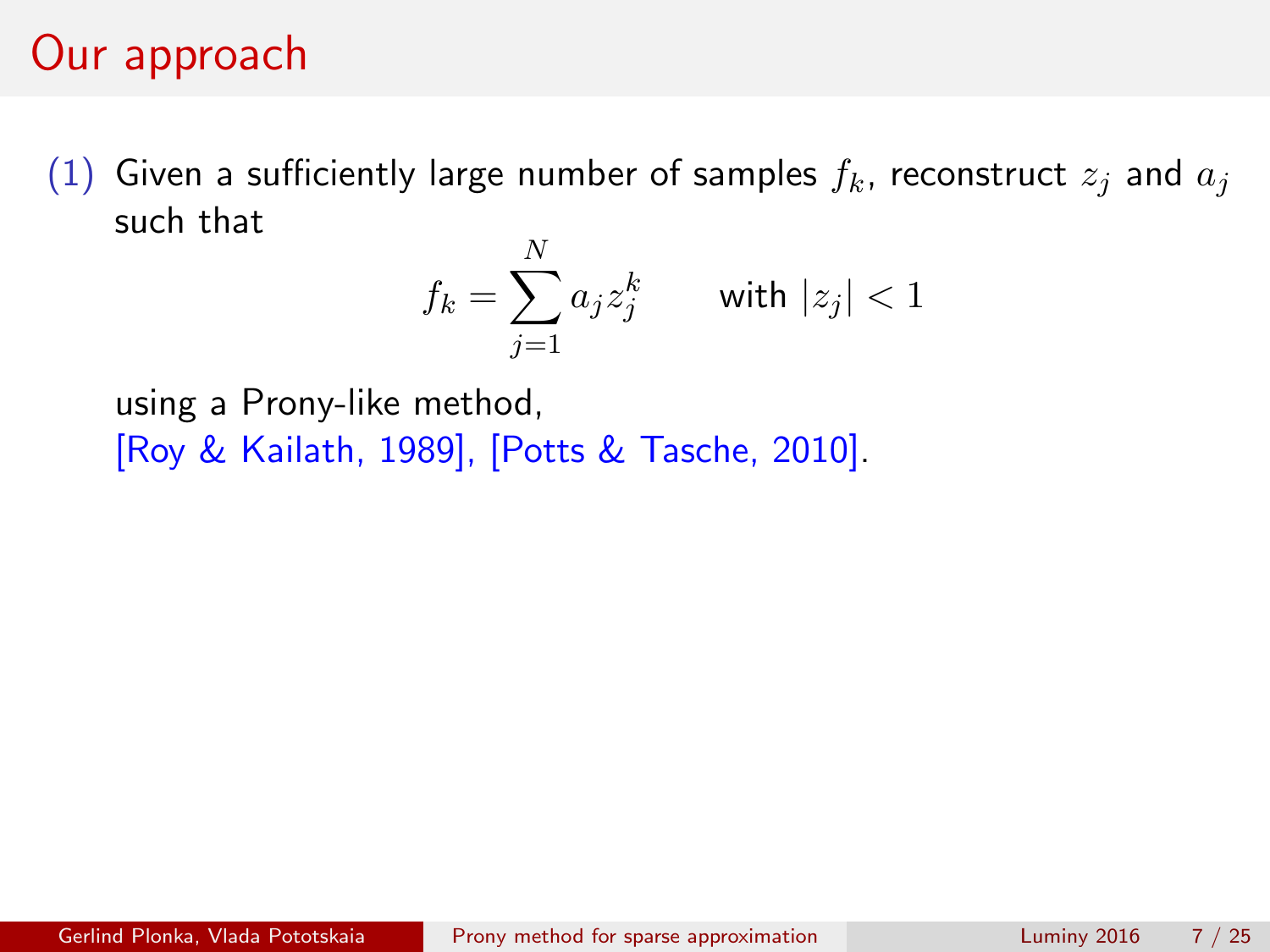# Our approach

(1) Given a sufficiently large number of samples $f_k$, reconstruct $z_j$ and $a_j$ such that

$$f_k = \sum_{j=1}^{N} a_j z_j^k \qquad \text{with } |z_j| < 1$$

using a Prony-like method,
[Roy & Kailath, 1989], [Potts & Tasche, 2010].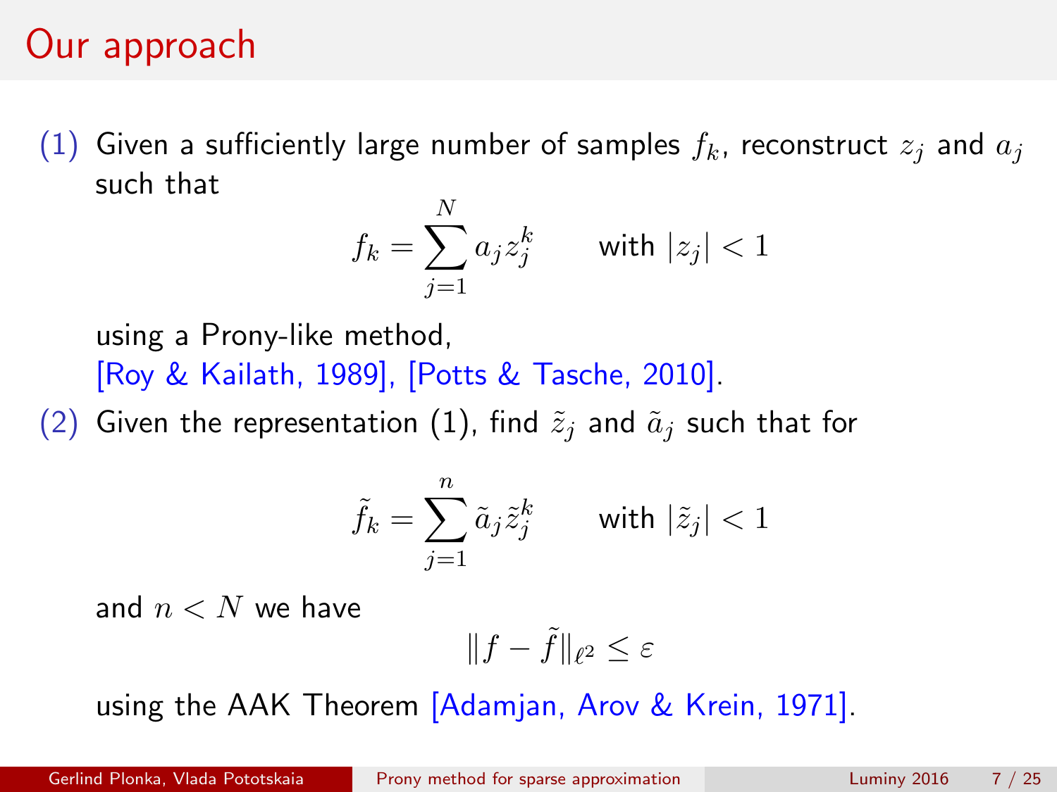# Our approach

(1) Given a sufficiently large number of samples $f_k$, reconstruct $z_j$ and $a_j$ such that

$$f_k = \sum_{j=1}^{N} a_j z_j^k \qquad \text{with } |z_j| < 1$$

using a Prony-like method, [Roy & Kailath, 1989], [Potts & Tasche, 2010].

(2) Given the representation (1), find $\tilde{z}_j$ and $\tilde{a}_j$ such that for

$$\tilde{f}_k = \sum_{j=1}^{n} \tilde{a}_j \tilde{z}_j^k \qquad \text{with } |\tilde{z}_j| < 1$$

and $n < N$ we have

$$\|f - \tilde{f}\|_{\ell^2} \leq \varepsilon$$

using the AAK Theorem [Adamjan, Arov & Krein, 1971].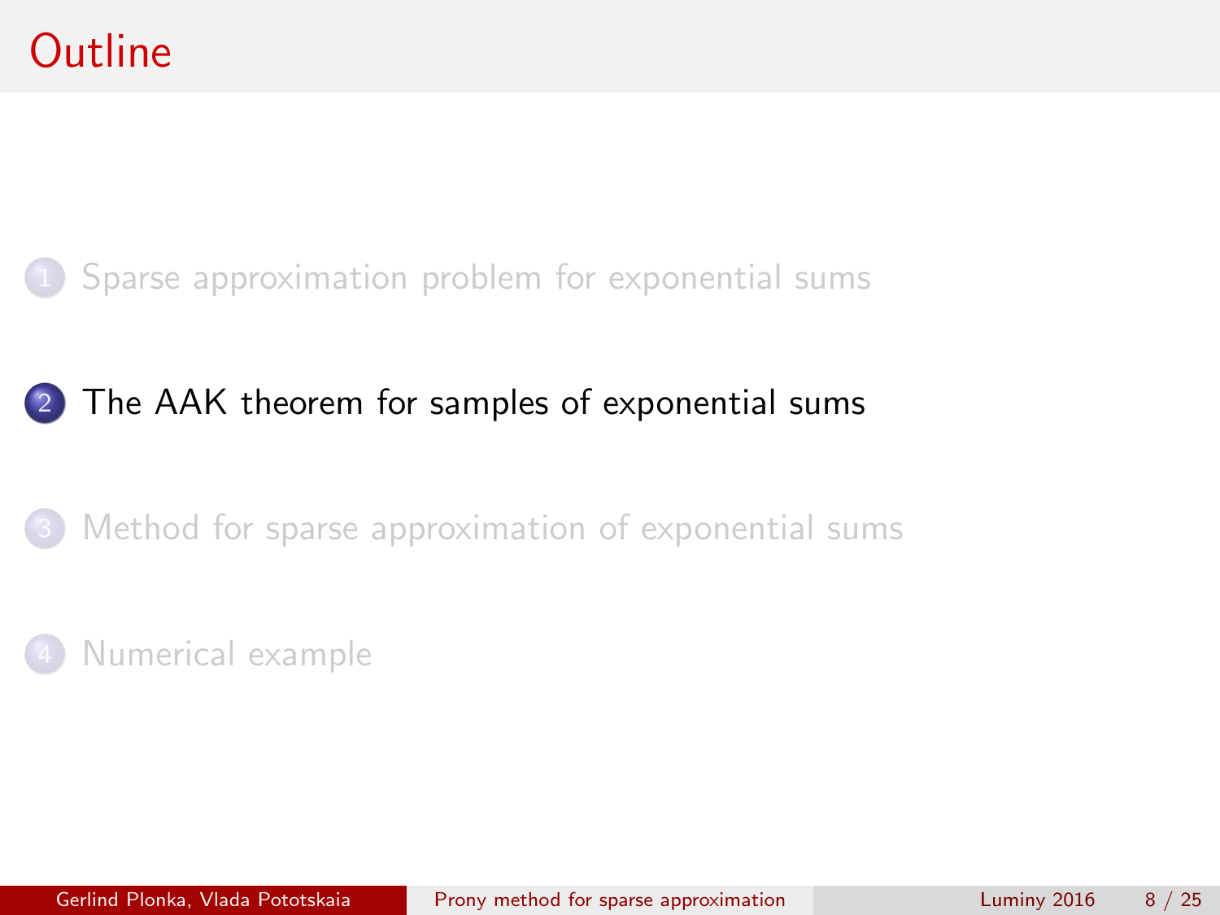# Outline

1. Sparse approximation problem for exponential sums
2. The AAK theorem for samples of exponential sums
3. Method for sparse approximation of exponential sums
4. Numerical example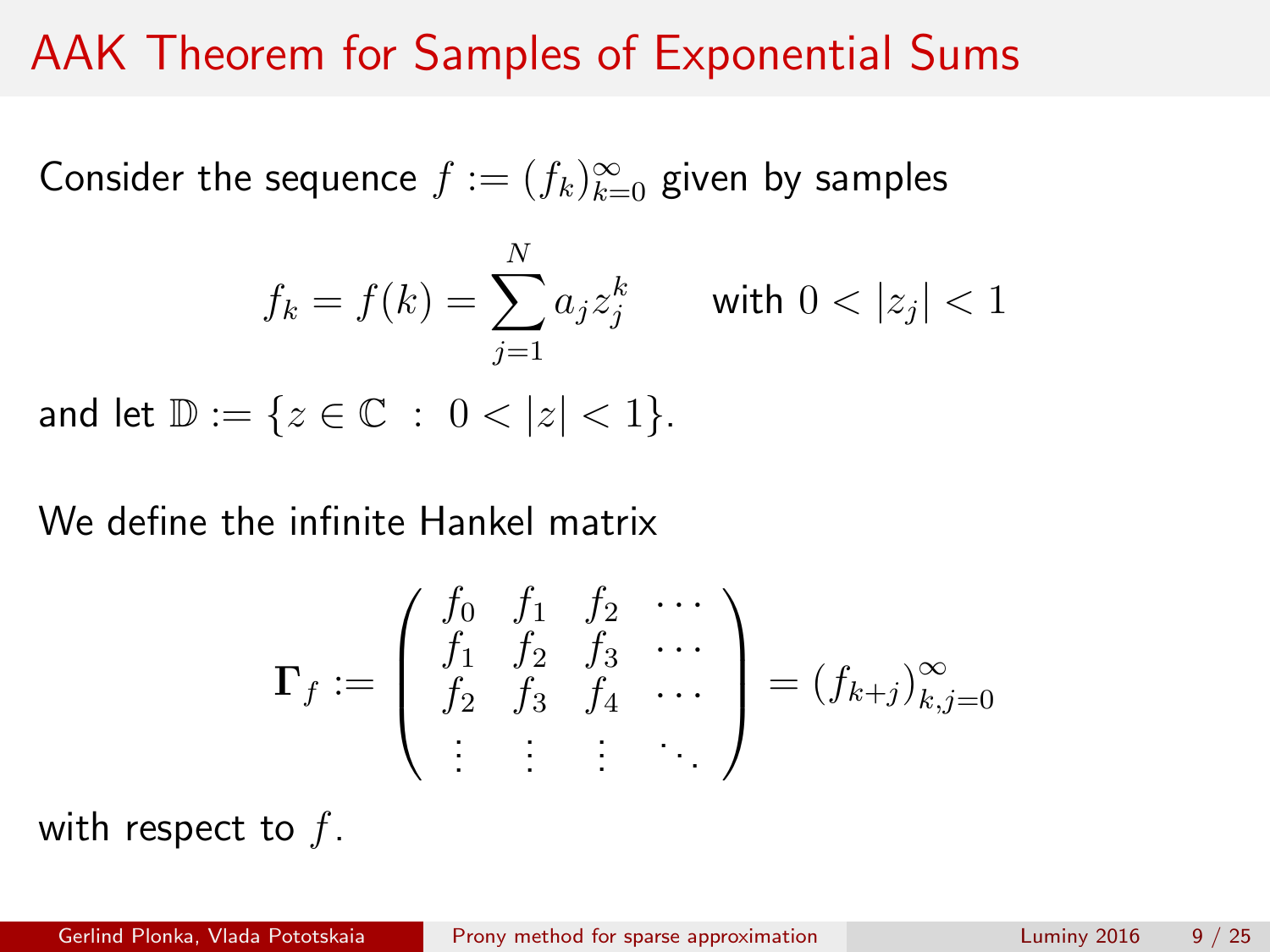# AAK Theorem for Samples of Exponential Sums

Consider the sequence $f := (f_k)_{k=0}^{\infty}$ given by samples

$$f_k = f(k) = \sum_{j=1}^{N} a_j z_j^k \qquad \text{with } 0 < |z_j| < 1$$

and let $\mathbb{D} := \{z \in \mathbb{C} \ : \ 0 < |z| < 1\}$.

We define the infinite Hankel matrix

$$\mathbf{\Gamma}_f := \begin{pmatrix} f_0 & f_1 & f_2 & \cdots \\ f_1 & f_2 & f_3 & \cdots \\ f_2 & f_3 & f_4 & \cdots \\ \vdots & \vdots & \vdots & \ddots \end{pmatrix} = (f_{k+j})_{k,j=0}^{\infty}$$

with respect to $f$.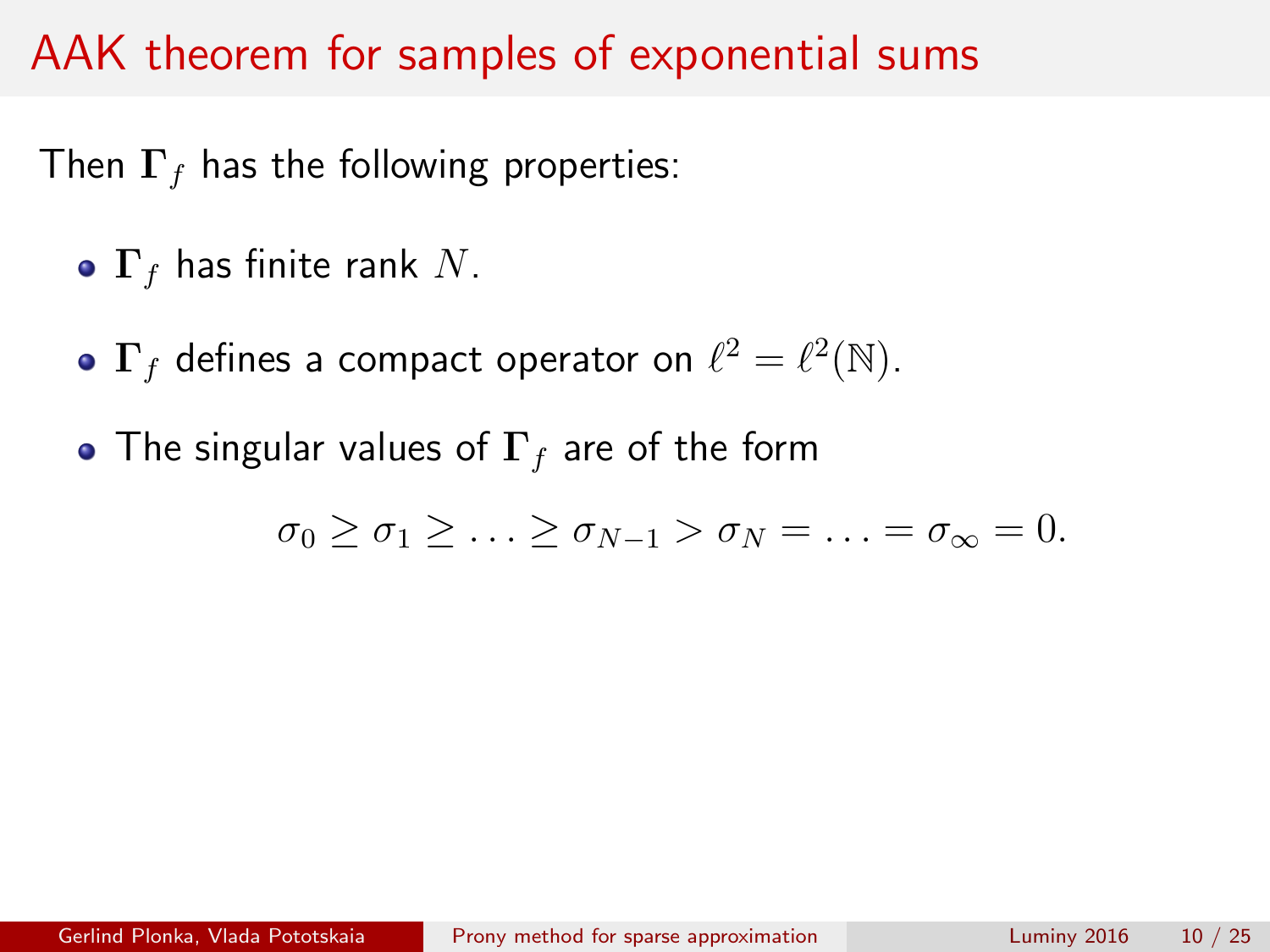# AAK theorem for samples of exponential sums

Then $\mathbf{\Gamma}_f$ has the following properties:

- $\mathbf{\Gamma}_f$ has finite rank $N$.
- $\mathbf{\Gamma}_f$ defines a compact operator on $\ell^2 = \ell^2(\mathbb{N})$.
- The singular values of $\mathbf{\Gamma}_f$ are of the form

$$\sigma_0 \geq \sigma_1 \geq \ldots \geq \sigma_{N-1} > \sigma_N = \ldots = \sigma_\infty = 0.$$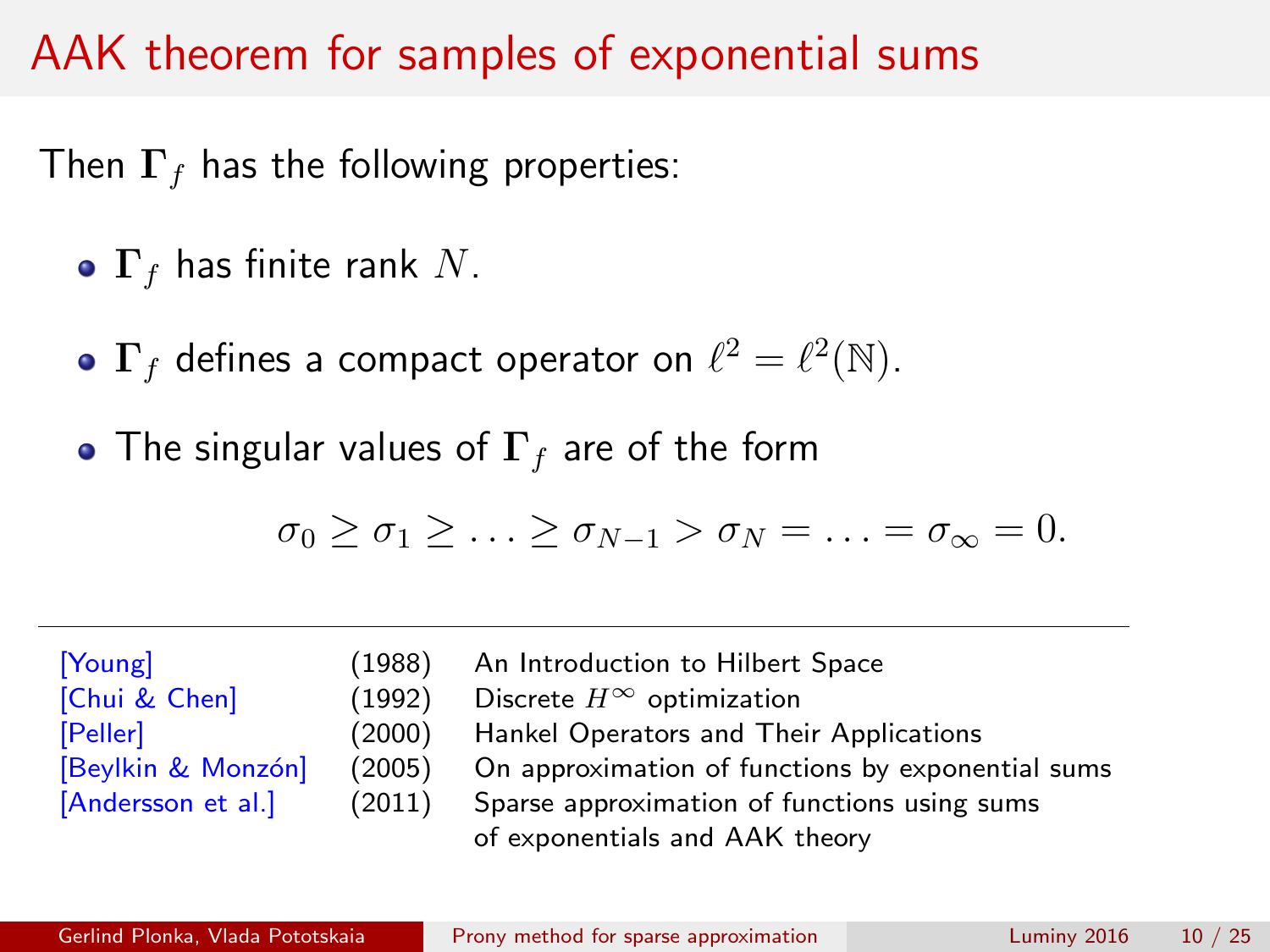# AAK theorem for samples of exponential sums

Then $\mathbf{\Gamma}_f$ has the following properties:

- $\mathbf{\Gamma}_f$ has finite rank $N$.
- $\mathbf{\Gamma}_f$ defines a compact operator on $\ell^2 = \ell^2(\mathbb{N})$.
- The singular values of $\mathbf{\Gamma}_f$ are of the form

$$\sigma_0 \geq \sigma_1 \geq \ldots \geq \sigma_{N-1} > \sigma_N = \ldots = \sigma_\infty = 0.$$

---

| | | |
|---|---|---|
| [Young] | (1988) | An Introduction to Hilbert Space |
| [Chui & Chen] | (1992) | Discrete $H^\infty$ optimization |
| [Peller] | (2000) | Hankel Operators and Their Applications |
| [Beylkin & Monzón] | (2005) | On approximation of functions by exponential sums |
| [Andersson et al.] | (2011) | Sparse approximation of functions using sums of exponentials and AAK theory |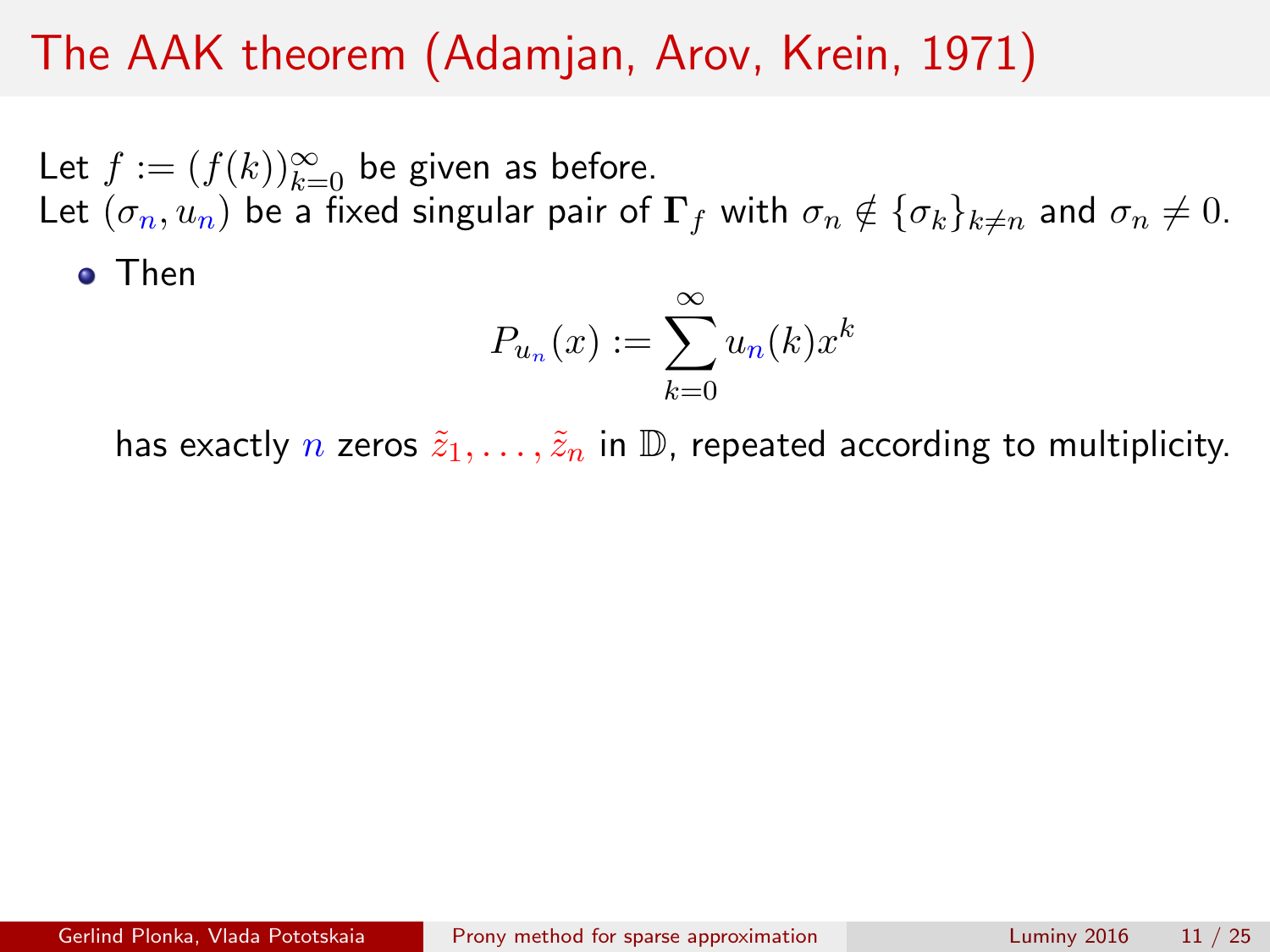# The AAK theorem (Adamjan, Arov, Krein, 1971)

Let $f := (f(k))_{k=0}^{\infty}$ be given as before.
Let $(\sigma_n, u_n)$ be a fixed singular pair of $\mathbf{\Gamma}_f$ with $\sigma_n \notin \{\sigma_k\}_{k \neq n}$ and $\sigma_n \neq 0$.

- Then

$$P_{u_n}(x) := \sum_{k=0}^{\infty} u_n(k) x^k$$

  has exactly $n$ zeros $\tilde{z}_1, \ldots, \tilde{z}_n$ in $\mathbb{D}$, repeated according to multiplicity.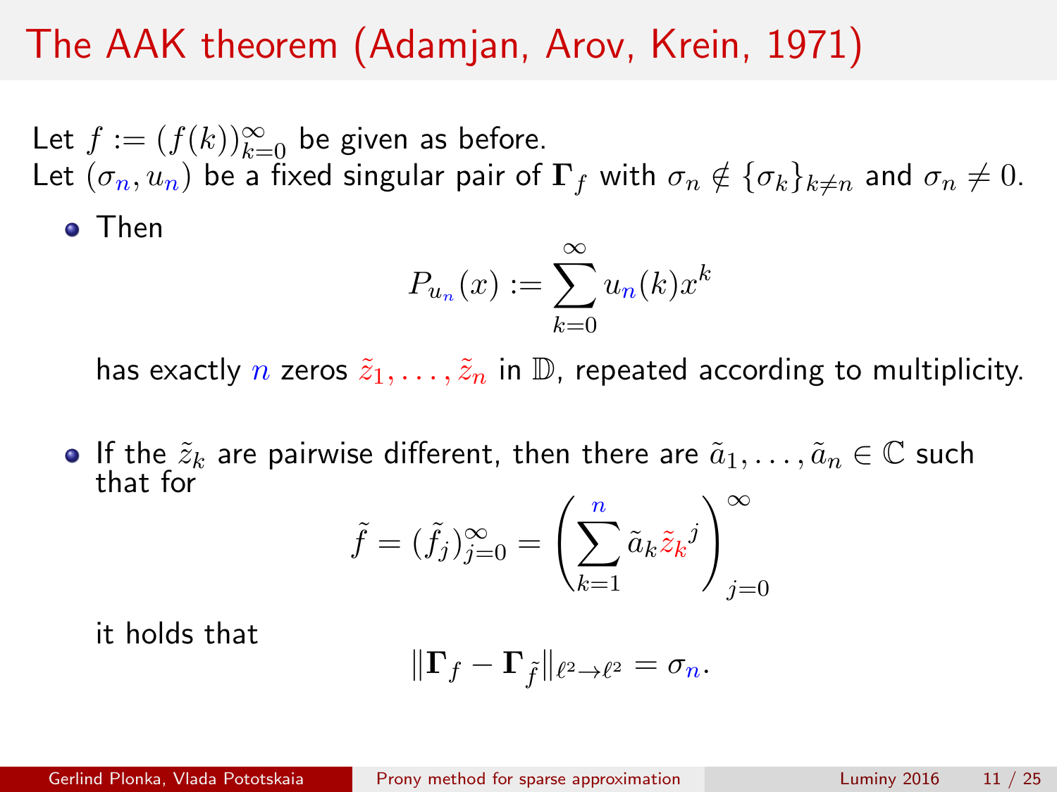# The AAK theorem (Adamjan, Arov, Krein, 1971)

Let $f := (f(k))_{k=0}^{\infty}$ be given as before.
Let $(\sigma_n, u_n)$ be a fixed singular pair of $\mathbf{\Gamma}_f$ with $\sigma_n \notin \{\sigma_k\}_{k \neq n}$ and $\sigma_n \neq 0$.

- Then

$$P_{u_n}(x) := \sum_{k=0}^{\infty} u_n(k) x^k$$

  has exactly $n$ zeros $\tilde{z}_1, \ldots, \tilde{z}_n$ in $\mathbb{D}$, repeated according to multiplicity.

- If the $\tilde{z}_k$ are pairwise different, then there are $\tilde{a}_1, \ldots, \tilde{a}_n \in \mathbb{C}$ such that for

$$\tilde{f} = (\tilde{f}_j)_{j=0}^{\infty} = \left( \sum_{k=1}^{n} \tilde{a}_k \tilde{z}_k{}^j \right)_{j=0}^{\infty}$$

  it holds that

$$\|\mathbf{\Gamma}_f - \mathbf{\Gamma}_{\tilde{f}}\|_{\ell^2 \to \ell^2} = \sigma_n.$$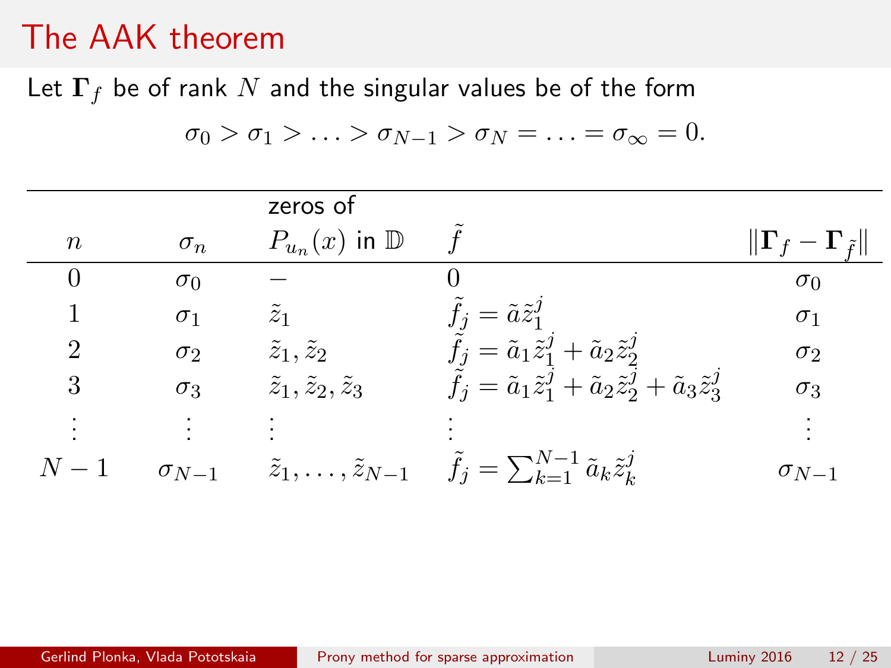# The AAK theorem

Let $\mathbf{\Gamma}_f$ be of rank $N$ and the singular values be of the form

$$\sigma_0 > \sigma_1 > \ldots > \sigma_{N-1} > \sigma_N = \ldots = \sigma_\infty = 0.$$

| $n$ | $\sigma_n$ | zeros of $P_{u_n}(x)$ in $\mathbb{D}$ | $\tilde{f}$ | $\lVert \mathbf{\Gamma}_f - \mathbf{\Gamma}_{\tilde{f}} \rVert$ |
|---|---|---|---|---|
| $0$ | $\sigma_0$ | $-$ | $0$ | $\sigma_0$ |
| $1$ | $\sigma_1$ | $\tilde{z}_1$ | $\tilde{f}_j = \tilde{a}\tilde{z}_1^j$ | $\sigma_1$ |
| $2$ | $\sigma_2$ | $\tilde{z}_1, \tilde{z}_2$ | $\tilde{f}_j = \tilde{a}_1\tilde{z}_1^j + \tilde{a}_2\tilde{z}_2^j$ | $\sigma_2$ |
| $3$ | $\sigma_3$ | $\tilde{z}_1, \tilde{z}_2, \tilde{z}_3$ | $\tilde{f}_j = \tilde{a}_1\tilde{z}_1^j + \tilde{a}_2\tilde{z}_2^j + \tilde{a}_3\tilde{z}_3^j$ | $\sigma_3$ |
| $\vdots$ | $\vdots$ | $\vdots$ | $\vdots$ | $\vdots$ |
| $N-1$ | $\sigma_{N-1}$ | $\tilde{z}_1, \ldots, \tilde{z}_{N-1}$ | $\tilde{f}_j = \sum_{k=1}^{N-1} \tilde{a}_k \tilde{z}_k^j$ | $\sigma_{N-1}$ |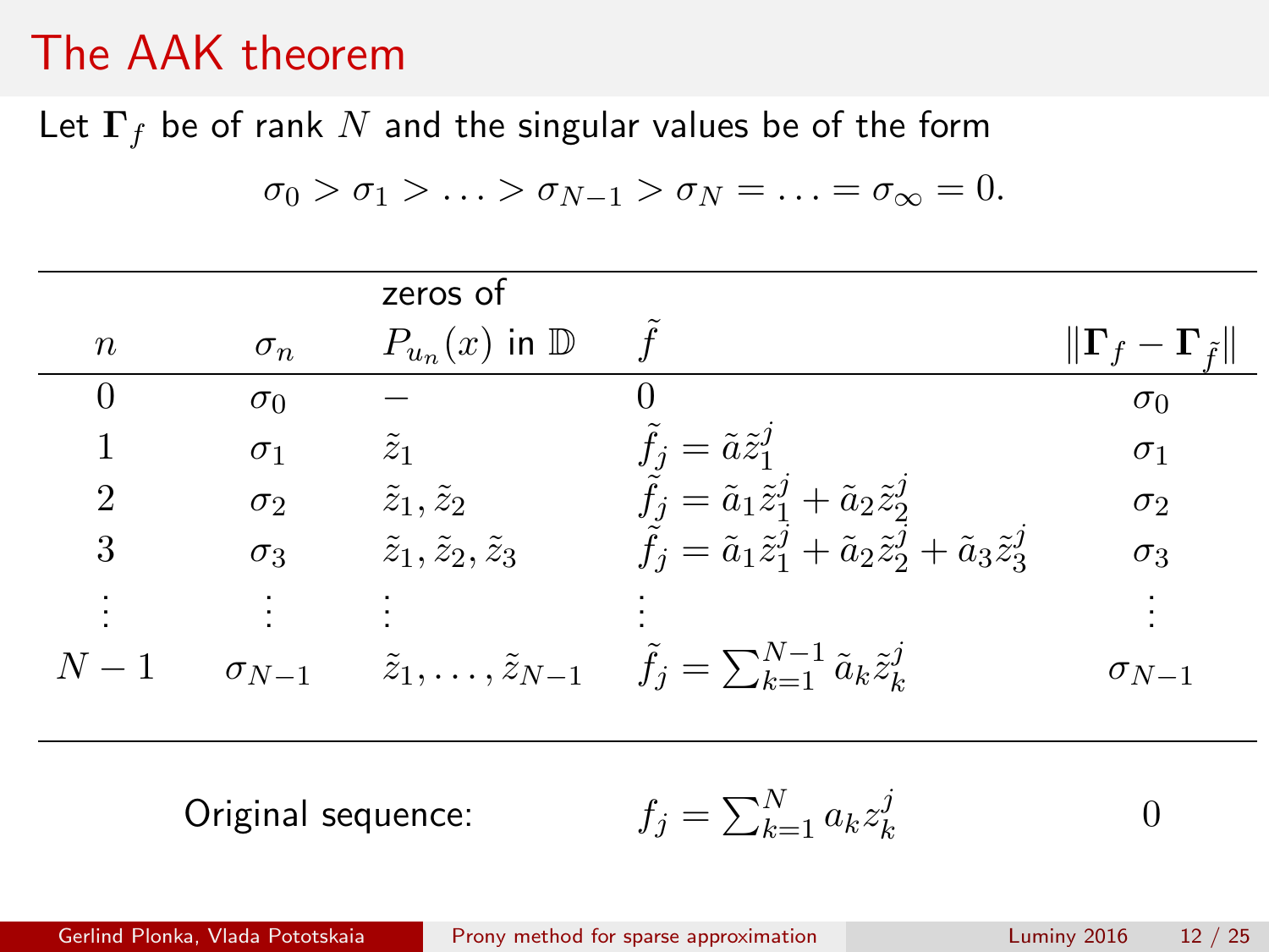# The AAK theorem

Let $\mathbf{\Gamma}_f$ be of rank $N$ and the singular values be of the form

$$\sigma_0 > \sigma_1 > \ldots > \sigma_{N-1} > \sigma_N = \ldots = \sigma_\infty = 0.$$

| $n$ | $\sigma_n$ | zeros of $P_{u_n}(x)$ in $\mathbb{D}$ | $\tilde{f}$ | $\|\mathbf{\Gamma}_f - \mathbf{\Gamma}_{\tilde{f}}\|$ |
|---|---|---|---|---|
| 0 | $\sigma_0$ | $-$ | 0 | $\sigma_0$ |
| 1 | $\sigma_1$ | $\tilde{z}_1$ | $\tilde{f}_j = \tilde{a}\tilde{z}_1^j$ | $\sigma_1$ |
| 2 | $\sigma_2$ | $\tilde{z}_1, \tilde{z}_2$ | $\tilde{f}_j = \tilde{a}_1\tilde{z}_1^j + \tilde{a}_2\tilde{z}_2^j$ | $\sigma_2$ |
| 3 | $\sigma_3$ | $\tilde{z}_1, \tilde{z}_2, \tilde{z}_3$ | $\tilde{f}_j = \tilde{a}_1\tilde{z}_1^j + \tilde{a}_2\tilde{z}_2^j + \tilde{a}_3\tilde{z}_3^j$ | $\sigma_3$ |
| $\vdots$ | $\vdots$ | $\vdots$ | $\vdots$ | $\vdots$ |
| $N-1$ | $\sigma_{N-1}$ | $\tilde{z}_1, \ldots, \tilde{z}_{N-1}$ | $\tilde{f}_j = \sum_{k=1}^{N-1} \tilde{a}_k \tilde{z}_k^j$ | $\sigma_{N-1}$ |

Original sequence: $\quad f_j = \sum_{k=1}^{N} a_k z_k^j \quad\quad 0$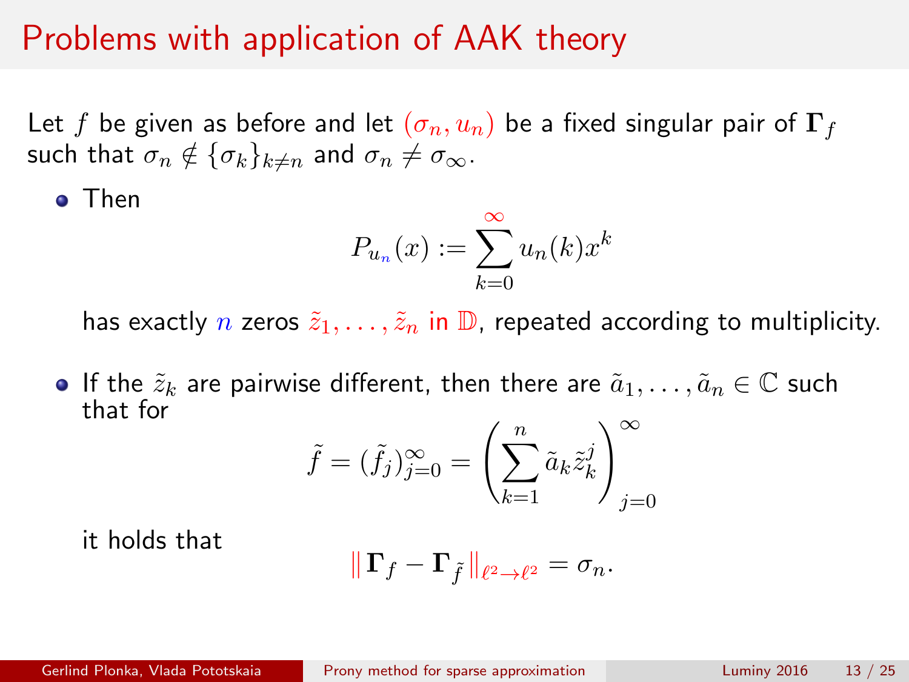# Problems with application of AAK theory

Let $f$ be given as before and let $(\sigma_n, u_n)$ be a fixed singular pair of $\mathbf{\Gamma}_f$ such that $\sigma_n \notin \{\sigma_k\}_{k \neq n}$ and $\sigma_n \neq \sigma_\infty$.

- Then
$$P_{u_n}(x) := \sum_{k=0}^{\infty} u_n(k) x^k$$
has exactly $n$ zeros $\tilde{z}_1, \ldots, \tilde{z}_n$ in $\mathbb{D}$, repeated according to multiplicity.

- If the $\tilde{z}_k$ are pairwise different, then there are $\tilde{a}_1, \ldots, \tilde{a}_n \in \mathbb{C}$ such that for
$$\tilde{f} = (\tilde{f}_j)_{j=0}^{\infty} = \left( \sum_{k=1}^{n} \tilde{a}_k \tilde{z}_k^j \right)_{j=0}^{\infty}$$
it holds that
$$\| \mathbf{\Gamma}_f - \mathbf{\Gamma}_{\tilde{f}} \|_{\ell^2 \to \ell^2} = \sigma_n.$$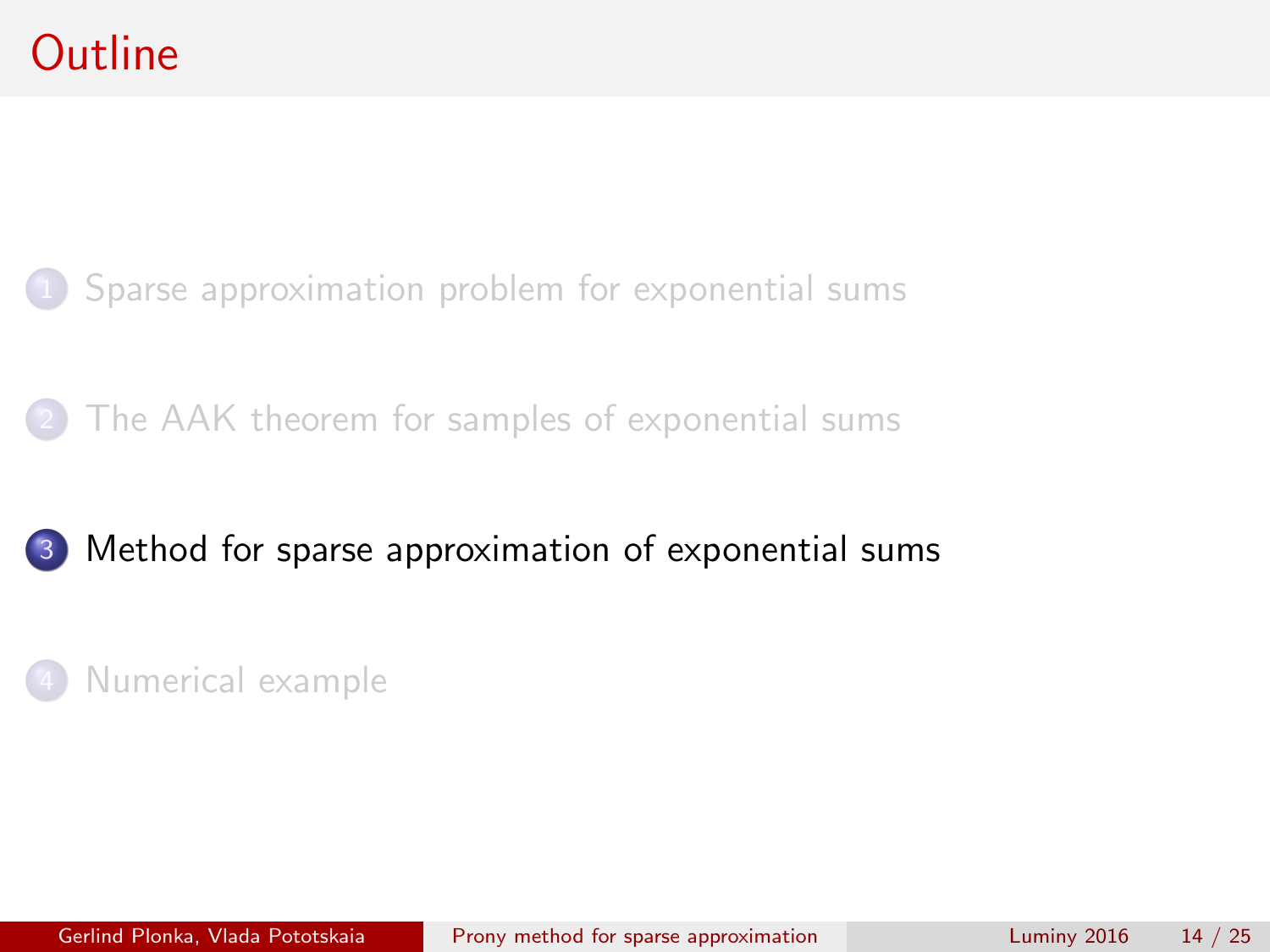# Outline

1. Sparse approximation problem for exponential sums

2. The AAK theorem for samples of exponential sums

3. Method for sparse approximation of exponential sums

4. Numerical example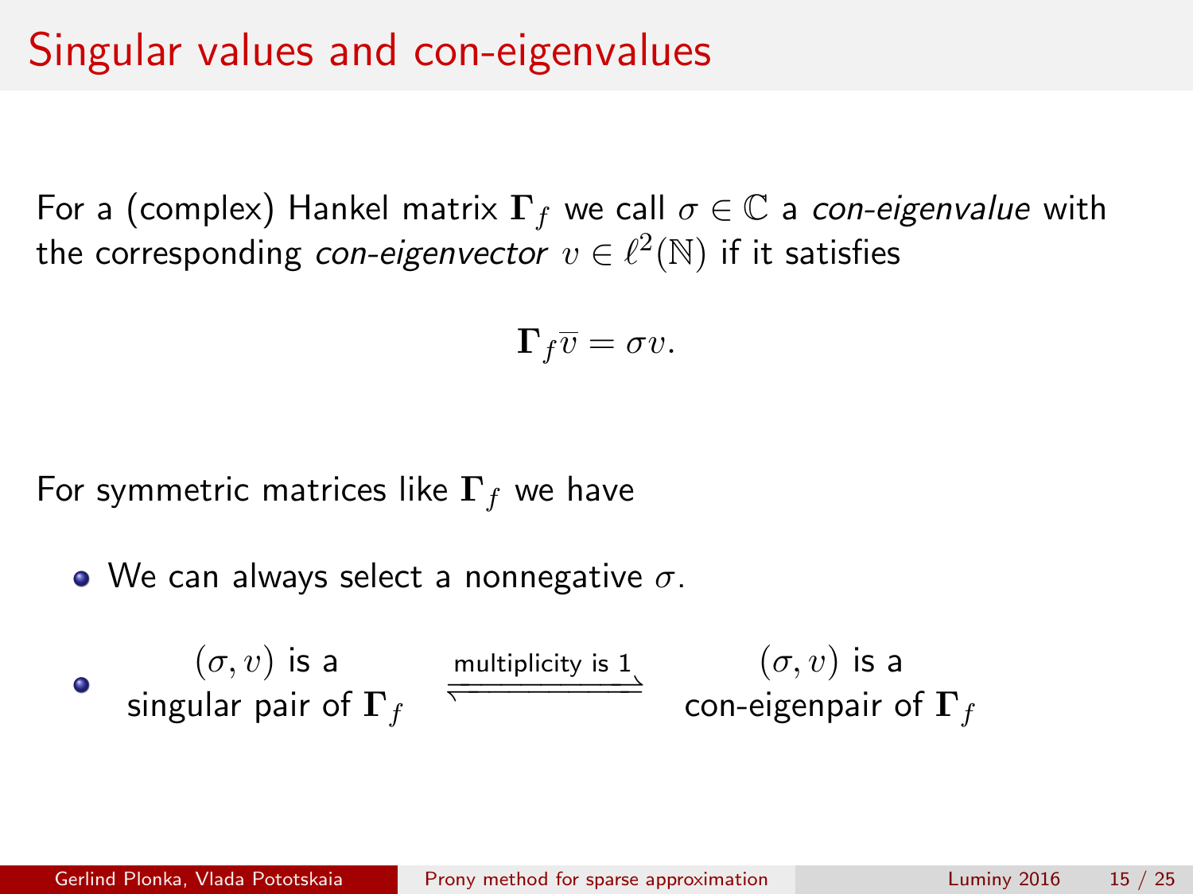# Singular values and con-eigenvalues

For a (complex) Hankel matrix $\mathbf{\Gamma}_f$ we call $\sigma \in \mathbb{C}$ a *con-eigenvalue* with the corresponding *con-eigenvector* $v \in \ell^2(\mathbb{N})$ if it satisfies

$$\mathbf{\Gamma}_f \overline{v} = \sigma v.$$

For symmetric matrices like $\mathbf{\Gamma}_f$ we have

- We can always select a nonnegative $\sigma$.
- $(\sigma, v)$ is a singular pair of $\mathbf{\Gamma}_f$ $\xrightleftharpoons{\text{multiplicity is 1}}$ $(\sigma, v)$ is a con-eigenpair of $\mathbf{\Gamma}_f$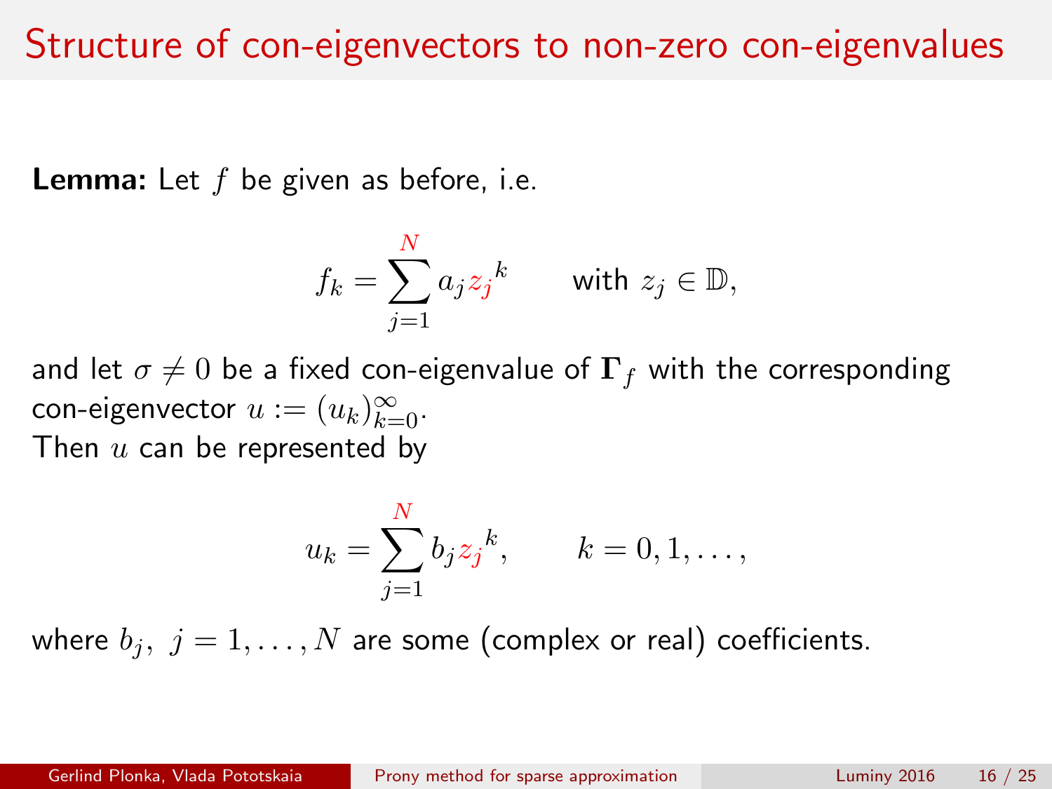# Structure of con-eigenvectors to non-zero con-eigenvalues

**Lemma:** Let $f$ be given as before, i.e.

$$f_k = \sum_{j=1}^{N} a_j {z_j}^k \qquad \text{with } z_j \in \mathbb{D},$$

and let $\sigma \neq 0$ be a fixed con-eigenvalue of $\mathbf{\Gamma}_f$ with the corresponding con-eigenvector $u := (u_k)_{k=0}^{\infty}$.
Then $u$ can be represented by

$$u_k = \sum_{j=1}^{N} b_j {z_j}^k, \qquad k = 0, 1, \ldots,$$

where $b_j,\ j = 1, \ldots, N$ are some (complex or real) coefficients.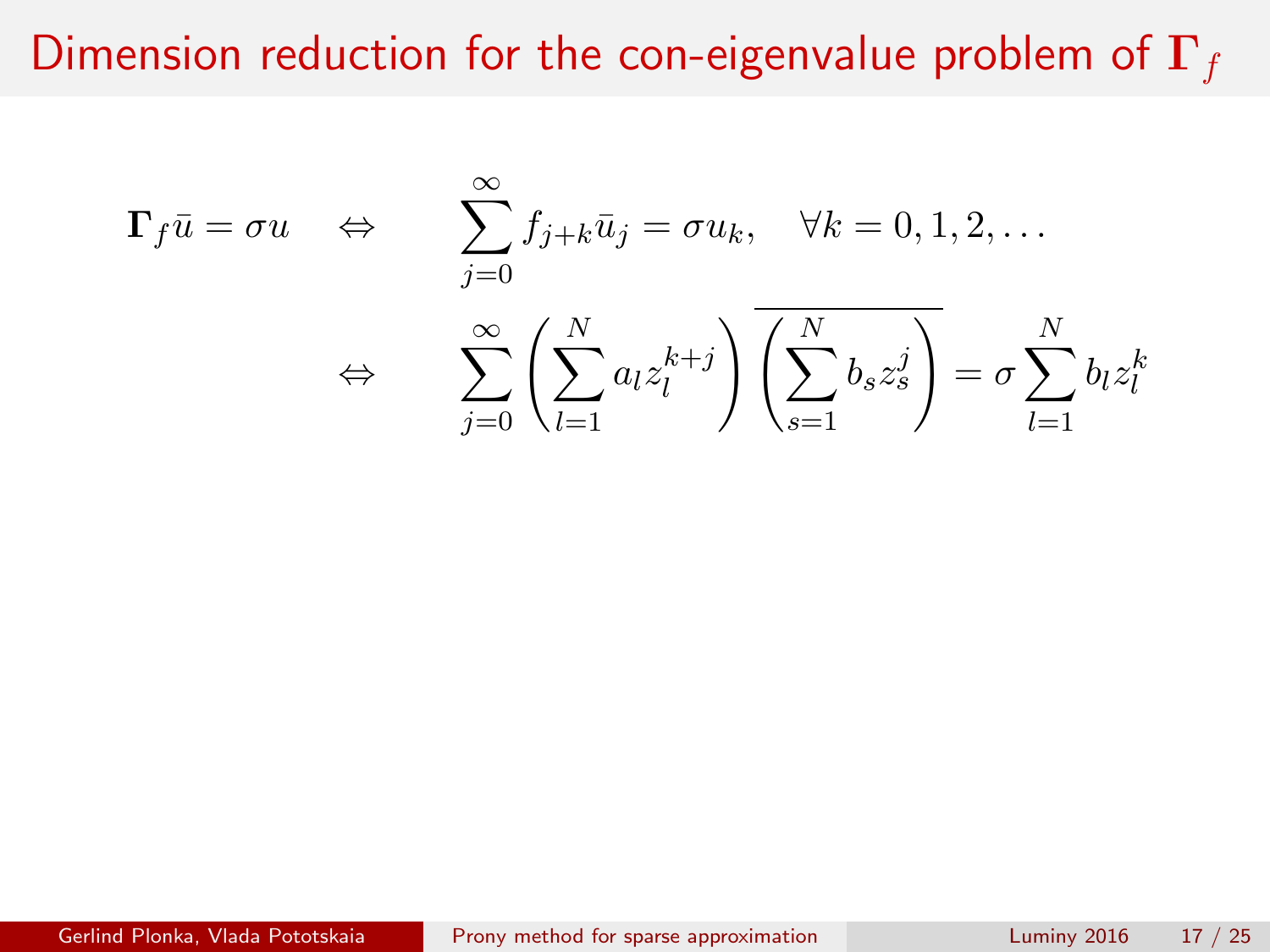# Dimension reduction for the con-eigenvalue problem of $\mathbf{\Gamma}_f$

$$
\begin{aligned}
\mathbf{\Gamma}_f \bar{u} = \sigma u \quad &\Leftrightarrow \quad \sum_{j=0}^{\infty} f_{j+k} \bar{u}_j = \sigma u_k, \quad \forall k = 0, 1, 2, \ldots \\
&\Leftrightarrow \quad \sum_{j=0}^{\infty} \left( \sum_{l=1}^{N} a_l z_l^{k+j} \right) \overline{\left( \sum_{s=1}^{N} b_s z_s^j \right)} = \sigma \sum_{l=1}^{N} b_l z_l^k
\end{aligned}
$$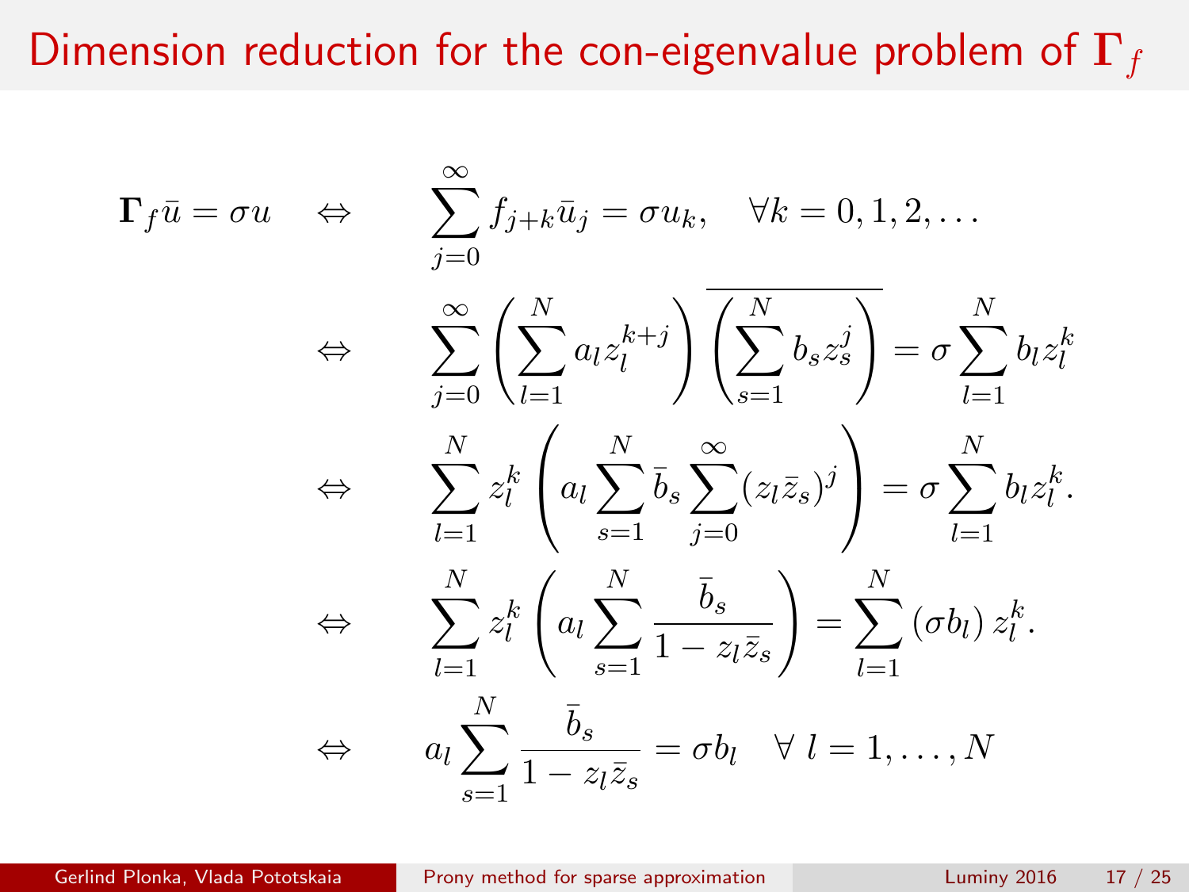# Dimension reduction for the con-eigenvalue problem of $\mathbf{\Gamma}_f$

$$
\begin{aligned}
\mathbf{\Gamma}_f \bar{u} = \sigma u \quad &\Leftrightarrow \quad \sum_{j=0}^{\infty} f_{j+k} \bar{u}_j = \sigma u_k, \quad \forall k = 0, 1, 2, \ldots \\
&\Leftrightarrow \quad \sum_{j=0}^{\infty} \left( \sum_{l=1}^{N} a_l z_l^{k+j} \right) \overline{\left( \sum_{s=1}^{N} b_s z_s^j \right)} = \sigma \sum_{l=1}^{N} b_l z_l^k \\
&\Leftrightarrow \quad \sum_{l=1}^{N} z_l^k \left( a_l \sum_{s=1}^{N} \bar{b}_s \sum_{j=0}^{\infty} (z_l \bar{z}_s)^j \right) = \sigma \sum_{l=1}^{N} b_l z_l^k. \\
&\Leftrightarrow \quad \sum_{l=1}^{N} z_l^k \left( a_l \sum_{s=1}^{N} \frac{\bar{b}_s}{1 - z_l \bar{z}_s} \right) = \sum_{l=1}^{N} (\sigma b_l) \, z_l^k. \\
&\Leftrightarrow \quad a_l \sum_{s=1}^{N} \frac{\bar{b}_s}{1 - z_l \bar{z}_s} = \sigma b_l \quad \forall \; l = 1, \ldots, N
\end{aligned}
$$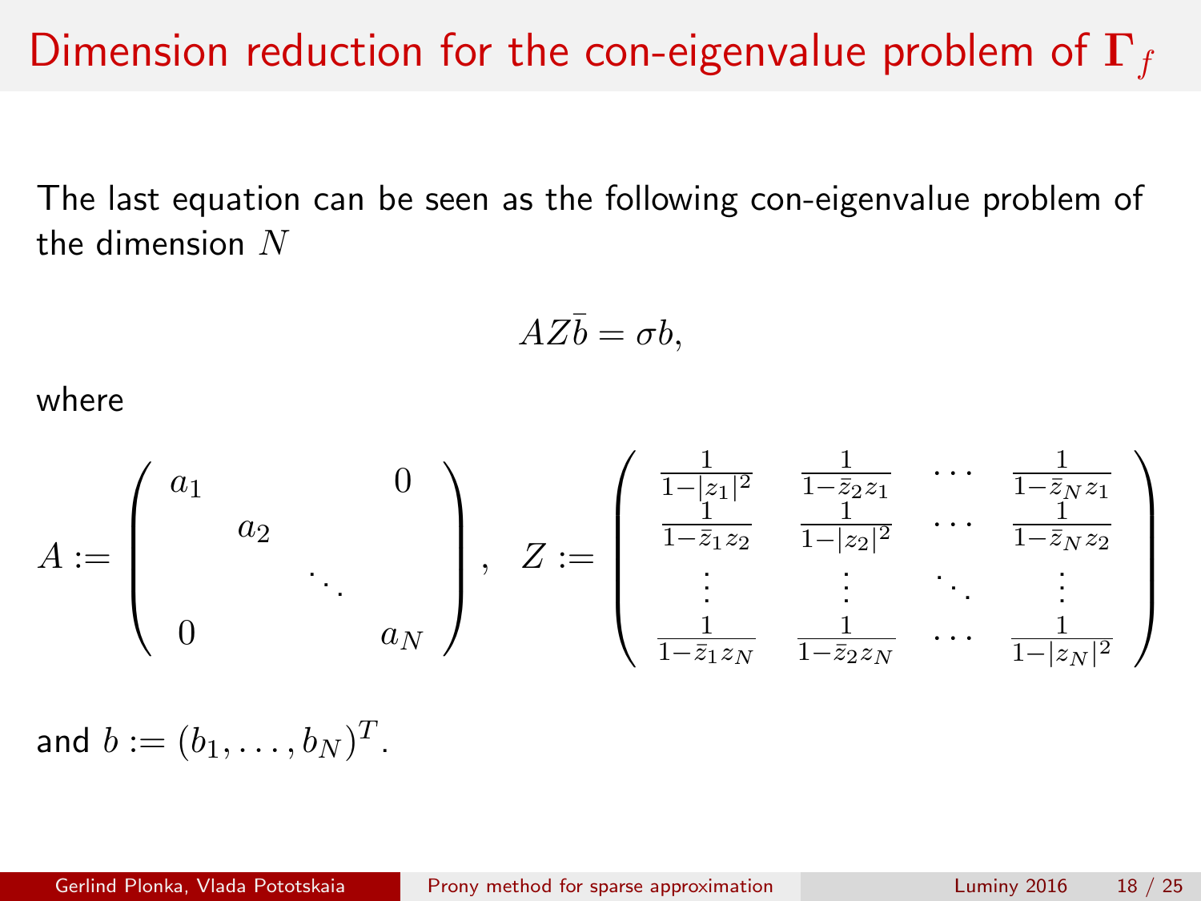# Dimension reduction for the con-eigenvalue problem of $\mathbf{\Gamma}_f$

The last equation can be seen as the following con-eigenvalue problem of the dimension $N$

$$AZ\bar{b} = \sigma b,$$

where

$$A := \begin{pmatrix} a_1 & & & 0 \\ & a_2 & & \\ & & \ddots & \\ 0 & & & a_N \end{pmatrix}, \quad Z := \begin{pmatrix} \frac{1}{1-|z_1|^2} & \frac{1}{1-\bar{z}_2 z_1} & \cdots & \frac{1}{1-\bar{z}_N z_1} \\ \frac{1}{1-\bar{z}_1 z_2} & \frac{1}{1-|z_2|^2} & \cdots & \frac{1}{1-\bar{z}_N z_2} \\ \vdots & \vdots & \ddots & \vdots \\ \frac{1}{1-\bar{z}_1 z_N} & \frac{1}{1-\bar{z}_2 z_N} & \cdots & \frac{1}{1-|z_N|^2} \end{pmatrix}$$

and $b := (b_1, \ldots, b_N)^T$.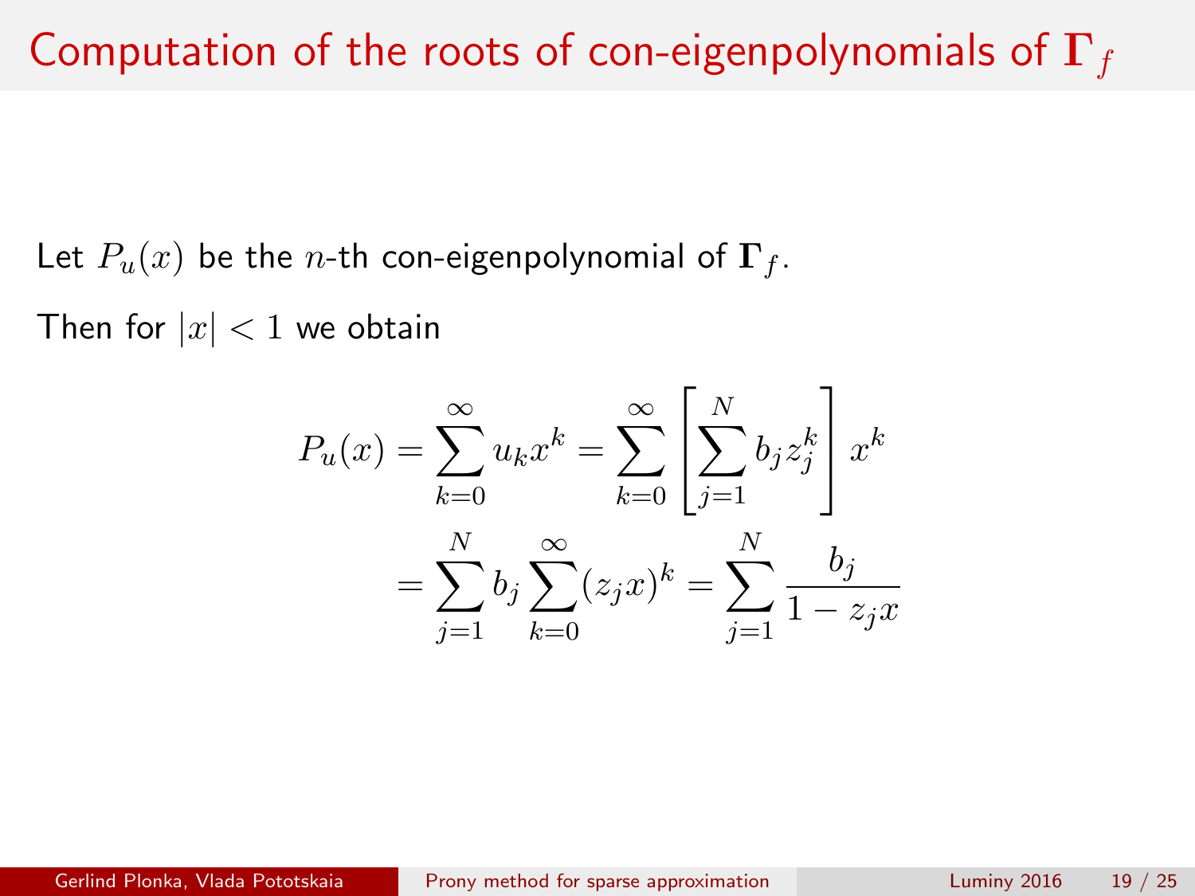# Computation of the roots of con-eigenpolynomials of $\mathbf{\Gamma}_f$

Let $P_u(x)$ be the $n$-th con-eigenpolynomial of $\mathbf{\Gamma}_f$.

Then for $|x| < 1$ we obtain

$$
\begin{aligned}
P_u(x) = \sum_{k=0}^{\infty} u_k x^k &= \sum_{k=0}^{\infty} \left[ \sum_{j=1}^{N} b_j z_j^k \right] x^k \\
&= \sum_{j=1}^{N} b_j \sum_{k=0}^{\infty} (z_j x)^k = \sum_{j=1}^{N} \frac{b_j}{1 - z_j x}
\end{aligned}
$$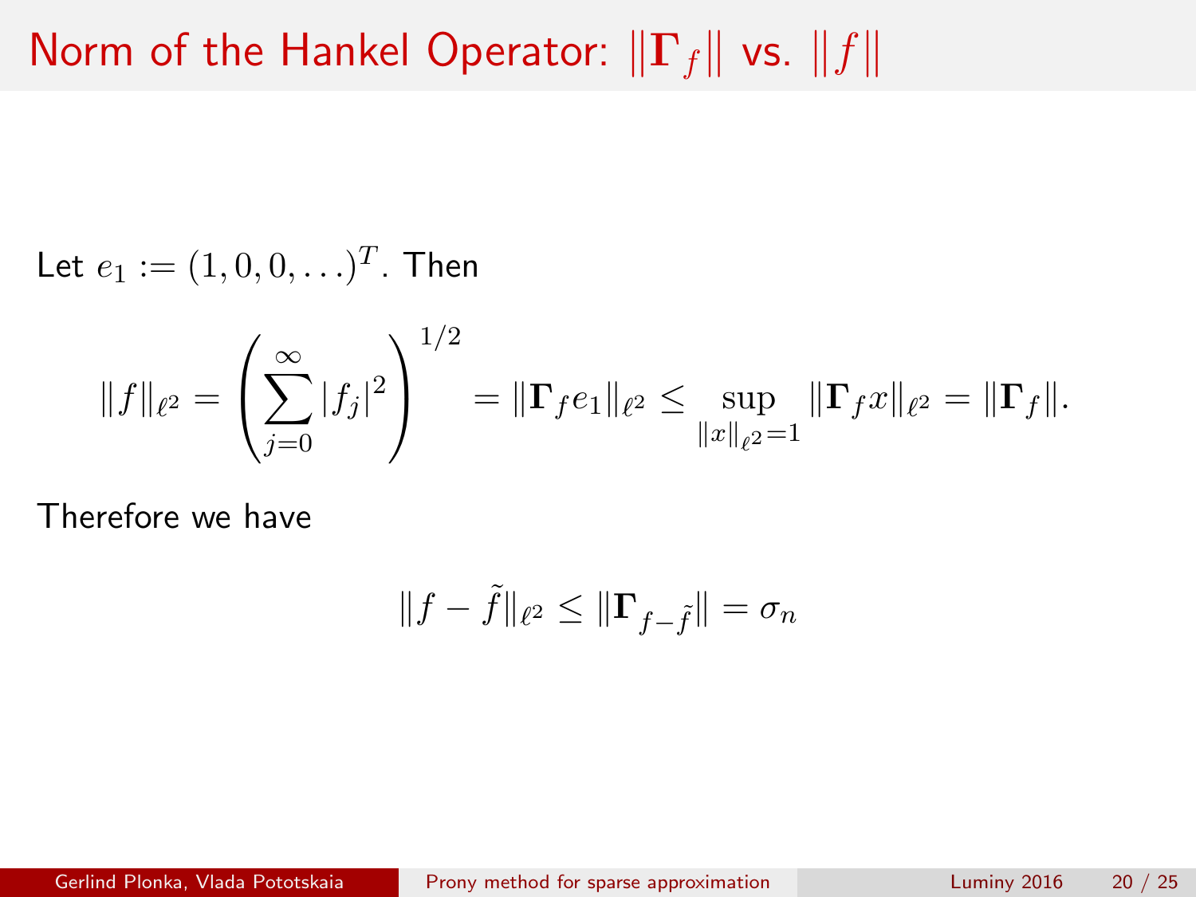# Norm of the Hankel Operator: $\|\mathbf{\Gamma}_f\|$ vs. $\|f\|$

Let $e_1 := (1, 0, 0, \ldots)^T$. Then

$$\|f\|_{\ell^2} = \left( \sum_{j=0}^{\infty} |f_j|^2 \right)^{1/2} = \|\mathbf{\Gamma}_f e_1\|_{\ell^2} \leq \sup_{\|x\|_{\ell^2}=1} \|\mathbf{\Gamma}_f x\|_{\ell^2} = \|\mathbf{\Gamma}_f\|.$$

Therefore we have

$$\|f - \tilde{f}\|_{\ell^2} \leq \|\mathbf{\Gamma}_{f-\tilde{f}}\| = \sigma_n$$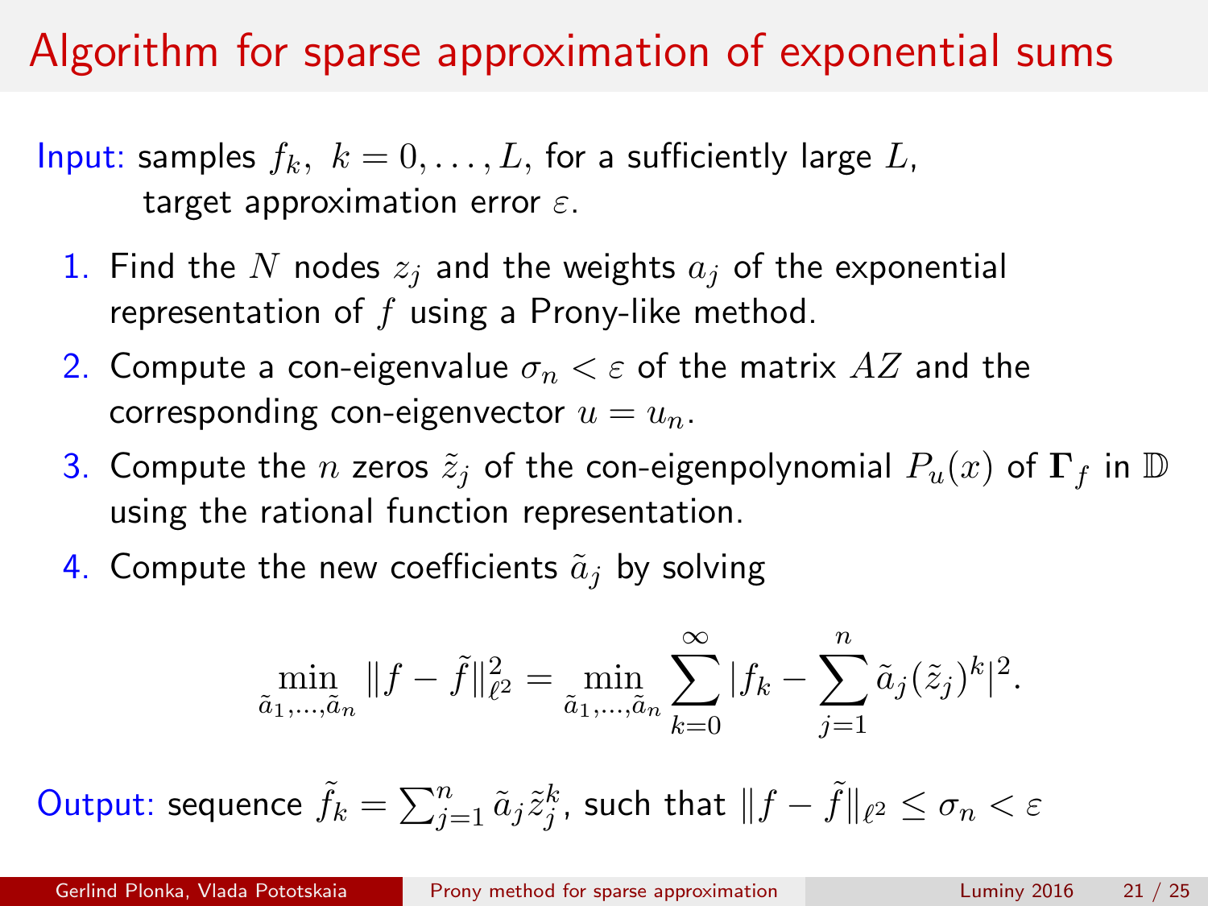# Algorithm for sparse approximation of exponential sums

Input: samples $f_k,\ k = 0, \ldots, L$, for a sufficiently large $L$,
target approximation error $\varepsilon$.

1. Find the $N$ nodes $z_j$ and the weights $a_j$ of the exponential representation of $f$ using a Prony-like method.
2. Compute a con-eigenvalue $\sigma_n < \varepsilon$ of the matrix $AZ$ and the corresponding con-eigenvector $u = u_n$.
3. Compute the $n$ zeros $\tilde{z}_j$ of the con-eigenpolynomial $P_u(x)$ of $\mathbf{\Gamma}_f$ in $\mathbb{D}$ using the rational function representation.
4. Compute the new coefficients $\tilde{a}_j$ by solving

$$\min_{\tilde{a}_1,\ldots,\tilde{a}_n} \|f - \tilde{f}\|_{\ell^2}^2 = \min_{\tilde{a}_1,\ldots,\tilde{a}_n} \sum_{k=0}^{\infty} |f_k - \sum_{j=1}^{n} \tilde{a}_j (\tilde{z}_j)^k|^2.$$

Output: sequence $\tilde{f}_k = \sum_{j=1}^{n} \tilde{a}_j \tilde{z}_j^k$, such that $\|f - \tilde{f}\|_{\ell^2} \leq \sigma_n < \varepsilon$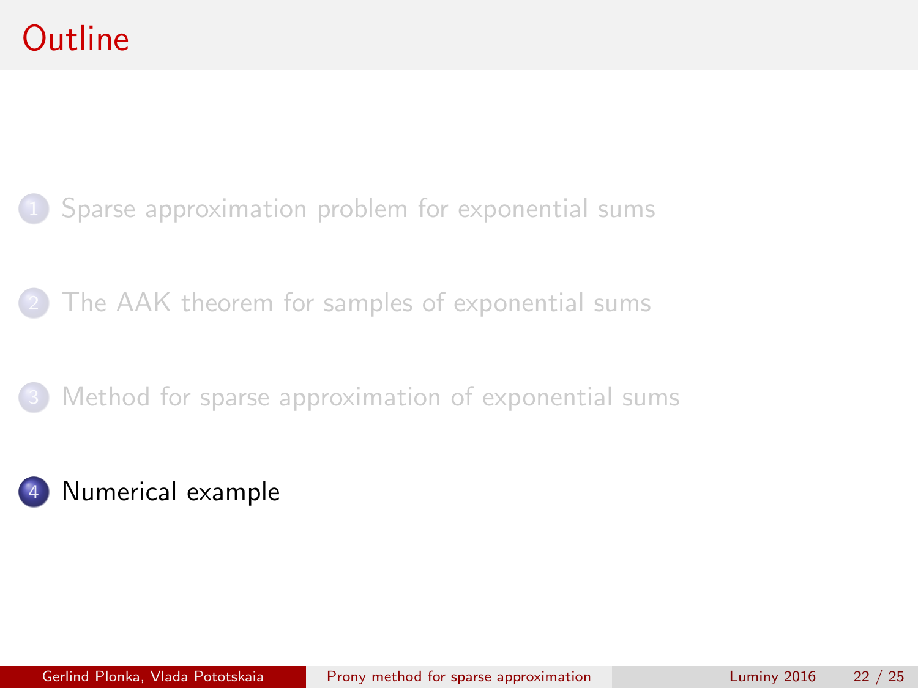# Outline

1. Sparse approximation problem for exponential sums
2. The AAK theorem for samples of exponential sums
3. Method for sparse approximation of exponential sums
4. **Numerical example**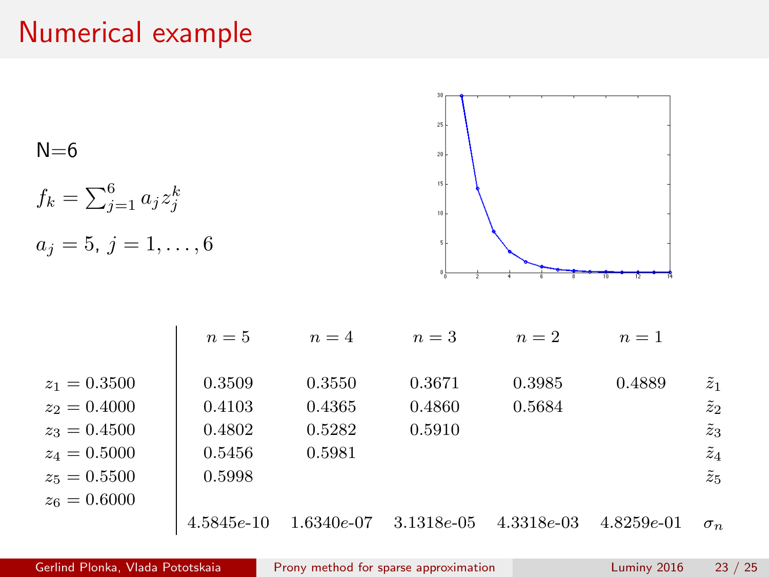# Numerical example

N=6

$f_k = \sum_{j=1}^{6} a_j z_j^k$

$a_j = 5,\ j = 1, \ldots, 6$

| | $n = 5$ | $n = 4$ | $n = 3$ | $n = 2$ | $n = 1$ | |
|---|---|---|---|---|---|---|
| $z_1 = 0.3500$ | 0.3509 | 0.3550 | 0.3671 | 0.3985 | 0.4889 | $\tilde{z}_1$ |
| $z_2 = 0.4000$ | 0.4103 | 0.4365 | 0.4860 | 0.5684 | | $\tilde{z}_2$ |
| $z_3 = 0.4500$ | 0.4802 | 0.5282 | 0.5910 | | | $\tilde{z}_3$ |
| $z_4 = 0.5000$ | 0.5456 | 0.5981 | | | | $\tilde{z}_4$ |
| $z_5 = 0.5500$ | 0.5998 | | | | | $\tilde{z}_5$ |
| $z_6 = 0.6000$ | | | | | | |
| | 4.5845e-10 | 1.6340e-07 | 3.1318e-05 | 4.3318e-03 | 4.8259e-01 | $\sigma_n$ |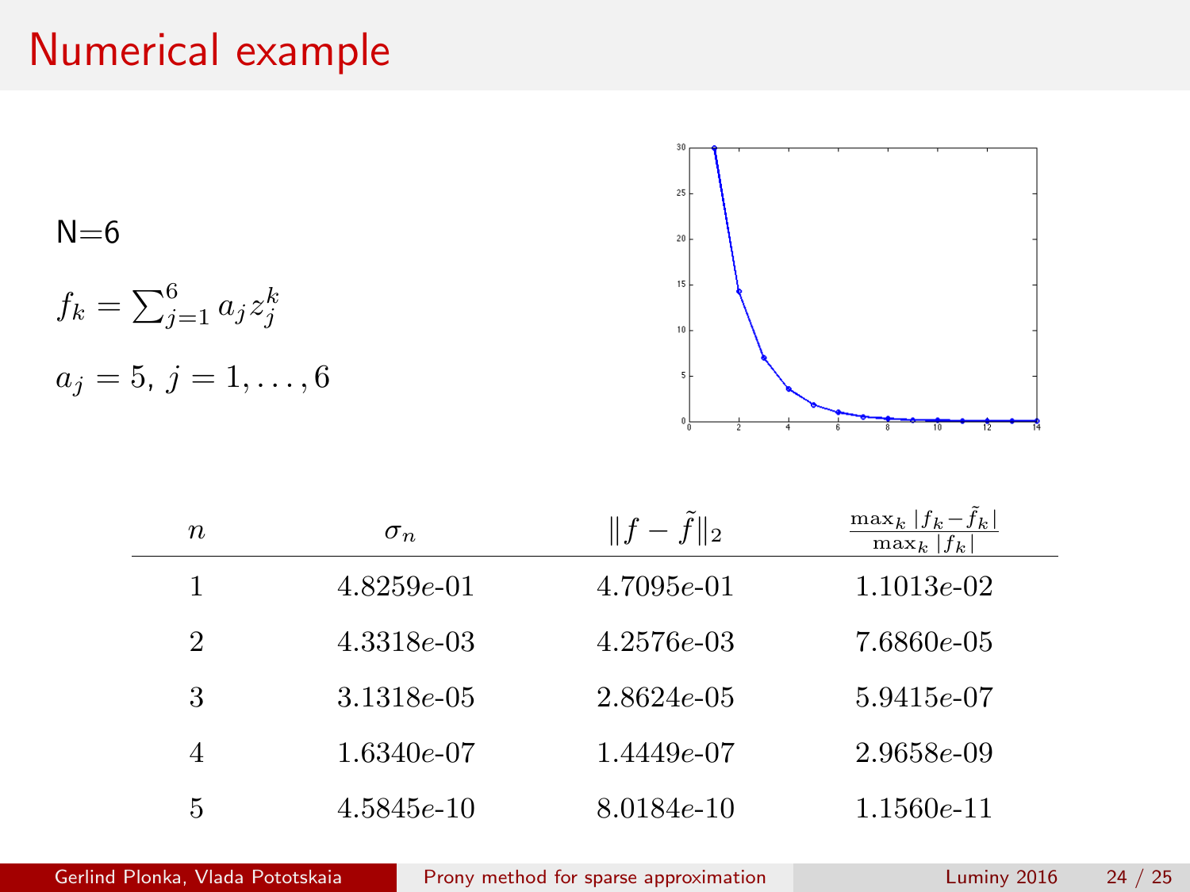# Numerical example

N=6

$f_k = \sum_{j=1}^{6} a_j z_j^k$

$a_j = 5,\ j = 1, \ldots, 6$

| $n$ | $\sigma_n$ | $\|f - \tilde{f}\|_2$ | $\frac{\max_k \|f_k - \tilde{f}_k\|}{\max_k \|f_k\|}$ |
|---|---|---|---|
| 1 | 4.8259$e$-01 | 4.7095$e$-01 | 1.1013$e$-02 |
| 2 | 4.3318$e$-03 | 4.2576$e$-03 | 7.6860$e$-05 |
| 3 | 3.1318$e$-05 | 2.8624$e$-05 | 5.9415$e$-07 |
| 4 | 1.6340$e$-07 | 1.4449$e$-07 | 2.9658$e$-09 |
| 5 | 4.5845$e$-10 | 8.0184$e$-10 | 1.1560$e$-11 |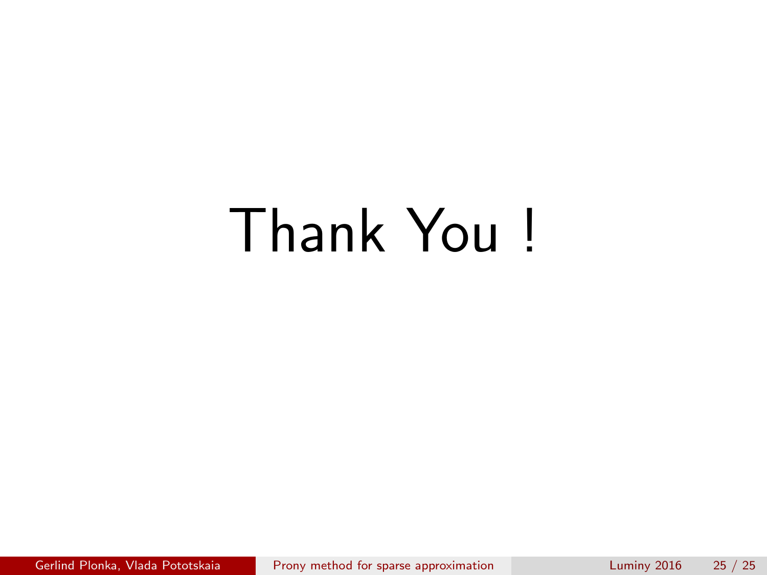# Thank You !